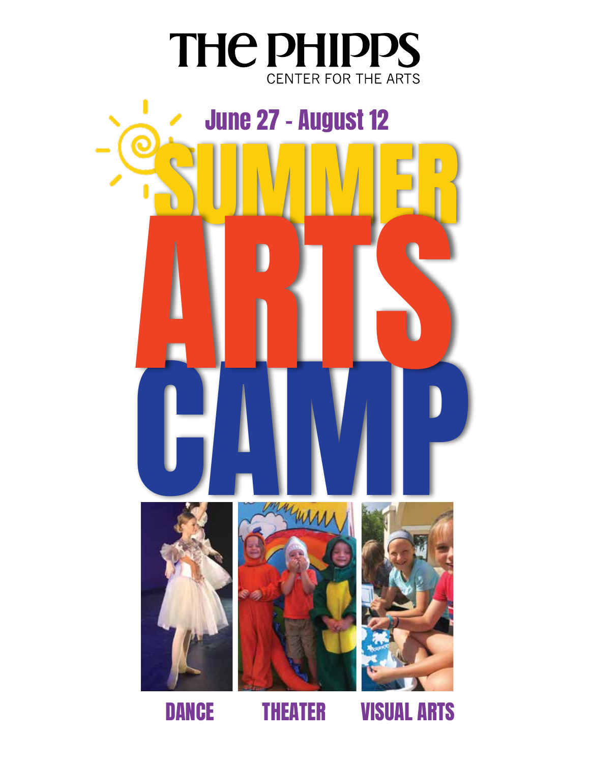# THE PHIPPS
CENTER FOR THE ARTS

## June 27 - August 12

# SUMMER ARTS CAMP

DANCE THEATER VISUAL ARTS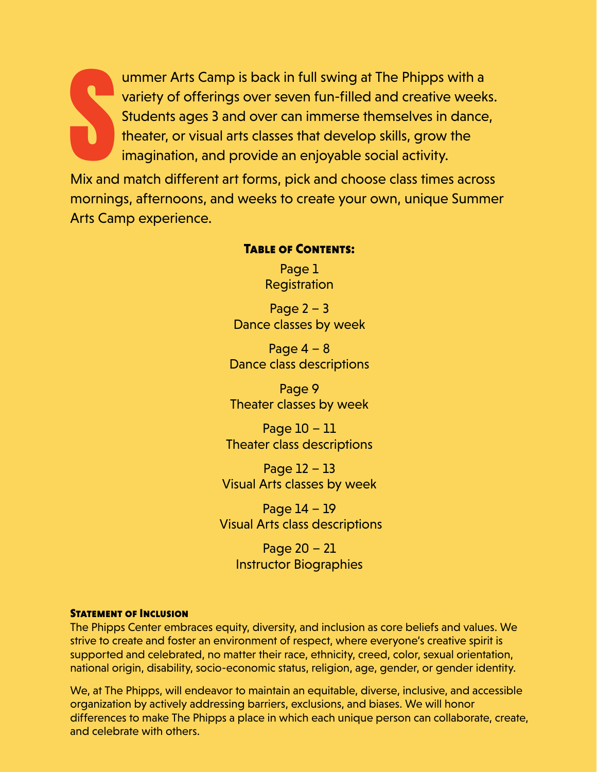Summer Arts Camp is back in full swing at The Phipps with a variety of offerings over seven fun-filled and creative weeks. Students ages 3 and over can immerse themselves in dance, theater, or visual arts classes that develop skills, grow the imagination, and provide an enjoyable social activity.

Mix and match different art forms, pick and choose class times across mornings, afternoons, and weeks to create your own, unique Summer Arts Camp experience.

## Table of Contents:

Page 1
Registration

Page 2 – 3
Dance classes by week

Page 4 – 8
Dance class descriptions

Page 9
Theater classes by week

Page 10 – 11
Theater class descriptions

Page 12 – 13
Visual Arts classes by week

Page 14 – 19
Visual Arts class descriptions

Page 20 – 21
Instructor Biographies

### Statement of Inclusion

The Phipps Center embraces equity, diversity, and inclusion as core beliefs and values. We strive to create and foster an environment of respect, where everyone's creative spirit is supported and celebrated, no matter their race, ethnicity, creed, color, sexual orientation, national origin, disability, socio-economic status, religion, age, gender, or gender identity.

We, at The Phipps, will endeavor to maintain an equitable, diverse, inclusive, and accessible organization by actively addressing barriers, exclusions, and biases. We will honor differences to make The Phipps a place in which each unique person can collaborate, create, and celebrate with others.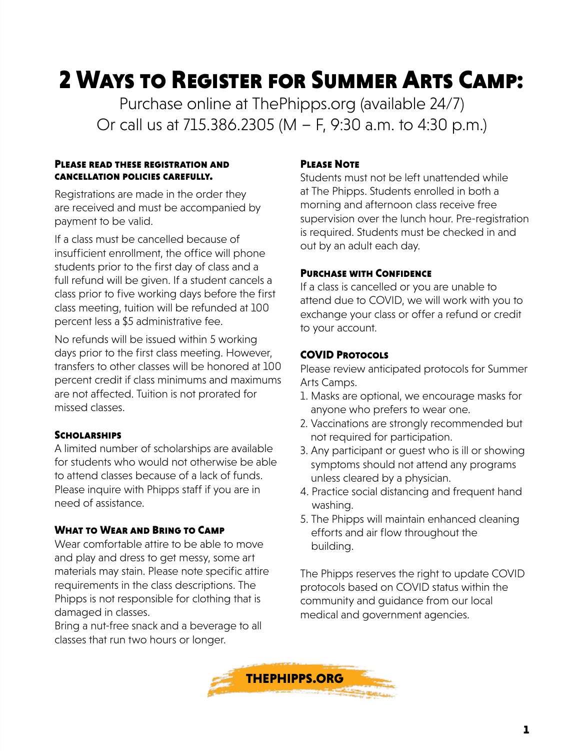# 2 Ways to Register for Summer Arts Camp:

Purchase online at ThePhipps.org (available 24/7)
Or call us at 715.386.2305 (M – F, 9:30 a.m. to 4:30 p.m.)

#### Please read these registration and cancellation policies carefully.

Registrations are made in the order they are received and must be accompanied by payment to be valid.

If a class must be cancelled because of insufficient enrollment, the office will phone students prior to the first day of class and a full refund will be given. If a student cancels a class prior to five working days before the first class meeting, tuition will be refunded at 100 percent less a $5 administrative fee.

No refunds will be issued within 5 working days prior to the first class meeting. However, transfers to other classes will be honored at 100 percent credit if class minimums and maximums are not affected. Tuition is not prorated for missed classes.

#### Scholarships

A limited number of scholarships are available for students who would not otherwise be able to attend classes because of a lack of funds. Please inquire with Phipps staff if you are in need of assistance.

#### What to Wear and Bring to Camp

Wear comfortable attire to be able to move and play and dress to get messy, some art materials may stain. Please note specific attire requirements in the class descriptions. The Phipps is not responsible for clothing that is damaged in classes.

Bring a nut-free snack and a beverage to all classes that run two hours or longer.

#### Please Note

Students must not be left unattended while at The Phipps. Students enrolled in both a morning and afternoon class receive free supervision over the lunch hour. Pre-registration is required. Students must be checked in and out by an adult each day.

#### Purchase with Confidence

If a class is cancelled or you are unable to attend due to COVID, we will work with you to exchange your class or offer a refund or credit to your account.

#### COVID Protocols

Please review anticipated protocols for Summer Arts Camps.

1. Masks are optional, we encourage masks for anyone who prefers to wear one.
2. Vaccinations are strongly recommended but not required for participation.
3. Any participant or guest who is ill or showing symptoms should not attend any programs unless cleared by a physician.
4. Practice social distancing and frequent hand washing.
5. The Phipps will maintain enhanced cleaning efforts and air flow throughout the building.

The Phipps reserves the right to update COVID protocols based on COVID status within the community and guidance from our local medical and government agencies.

**THEPHIPPS.ORG**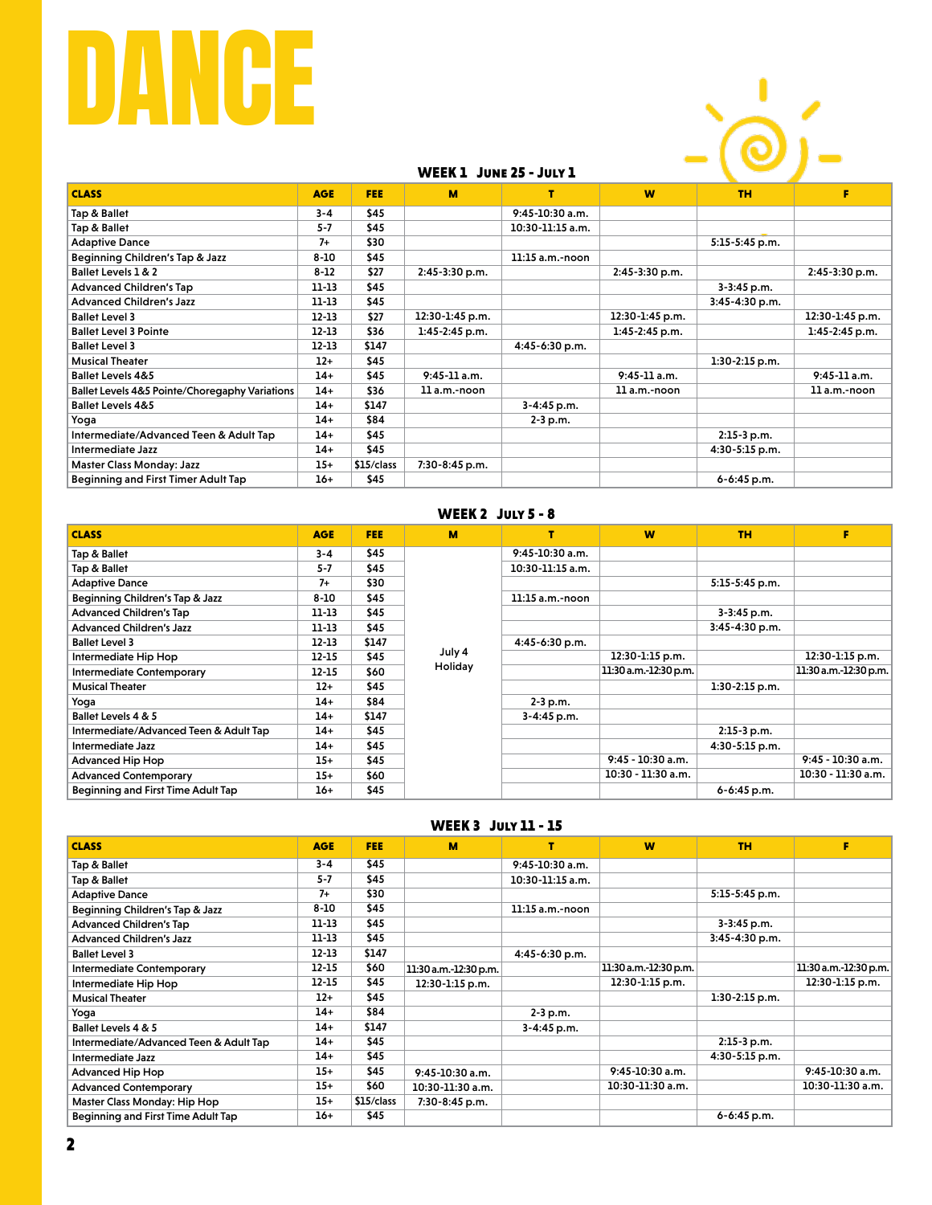# DANCE

### WEEK 1 June 25 - July 1

| CLASS | AGE | FEE | M | T | W | TH | F |
|---|---|---|---|---|---|---|---|
| Tap & Ballet | 3-4 | $45 | | 9:45-10:30 a.m. | | | |
| Tap & Ballet | 5-7 | $45 | | 10:30-11:15 a.m. | | | |
| Adaptive Dance | 7+ | $30 | | | | 5:15-5:45 p.m. | |
| Beginning Children's Tap & Jazz | 8-10 | $45 | | 11:15 a.m.-noon | | | |
| Ballet Levels 1 & 2 | 8-12 | $27 | 2:45-3:30 p.m. | | 2:45-3:30 p.m. | | 2:45-3:30 p.m. |
| Advanced Children's Tap | 11-13 | $45 | | | | 3-3:45 p.m. | |
| Advanced Children's Jazz | 11-13 | $45 | | | | 3:45-4:30 p.m. | |
| Ballet Level 3 | 12-13 | $27 | 12:30-1:45 p.m. | | 12:30-1:45 p.m. | | 12:30-1:45 p.m. |
| Ballet Level 3 Pointe | 12-13 | $36 | 1:45-2:45 p.m. | | 1:45-2:45 p.m. | | 1:45-2:45 p.m. |
| Ballet Level 3 | 12-13 | $147 | | 4:45-6:30 p.m. | | | |
| Musical Theater | 12+ | $45 | | | | 1:30-2:15 p.m. | |
| Ballet Levels 4&5 | 14+ | $45 | 9:45-11 a.m. | | 9:45-11 a.m. | | 9:45-11 a.m. |
| Ballet Levels 4&5 Pointe/Choregaphy Variations | 14+ | $36 | 11 a.m.-noon | | 11 a.m.-noon | | 11 a.m.-noon |
| Ballet Levels 4&5 | 14+ | $147 | | 3-4:45 p.m. | | | |
| Yoga | 14+ | $84 | | 2-3 p.m. | | | |
| Intermediate/Advanced Teen & Adult Tap | 14+ | $45 | | | | 2:15-3 p.m. | |
| Intermediate Jazz | 14+ | $45 | | | | 4:30-5:15 p.m. | |
| Master Class Monday: Jazz | 15+ | $15/class | 7:30-8:45 p.m. | | | | |
| Beginning and First Timer Adult Tap | 16+ | $45 | | | | 6-6:45 p.m. | |

### WEEK 2 July 5 - 8

| CLASS | AGE | FEE | M | T | W | TH | F |
|---|---|---|---|---|---|---|---|
| Tap & Ballet | 3-4 | $45 | July 4 Holiday | 9:45-10:30 a.m. | | | |
| Tap & Ballet | 5-7 | $45 | | 10:30-11:15 a.m. | | | |
| Adaptive Dance | 7+ | $30 | | | | 5:15-5:45 p.m. | |
| Beginning Children's Tap & Jazz | 8-10 | $45 | | 11:15 a.m.-noon | | | |
| Advanced Children's Tap | 11-13 | $45 | | | | 3-3:45 p.m. | |
| Advanced Children's Jazz | 11-13 | $45 | | | | 3:45-4:30 p.m. | |
| Ballet Level 3 | 12-13 | $147 | | 4:45-6:30 p.m. | | | |
| Intermediate Hip Hop | 12-15 | $45 | | | 12:30-1:15 p.m. | | 12:30-1:15 p.m. |
| Intermediate Contemporary | 12-15 | $60 | | | 11:30 a.m.-12:30 p.m. | | 11:30 a.m.-12:30 p.m. |
| Musical Theater | 12+ | $45 | | | | 1:30-2:15 p.m. | |
| Yoga | 14+ | $84 | | 2-3 p.m. | | | |
| Ballet Levels 4 & 5 | 14+ | $147 | | 3-4:45 p.m. | | | |
| Intermediate/Advanced Teen & Adult Tap | 14+ | $45 | | | | 2:15-3 p.m. | |
| Intermediate Jazz | 14+ | $45 | | | | 4:30-5:15 p.m. | |
| Advanced Hip Hop | 15+ | $45 | | | 9:45 - 10:30 a.m. | | 9:45 - 10:30 a.m. |
| Advanced Contemporary | 15+ | $60 | | | 10:30 - 11:30 a.m. | | 10:30 - 11:30 a.m. |
| Beginning and First Time Adult Tap | 16+ | $45 | | | | 6-6:45 p.m. | |

### WEEK 3 July 11 - 15

| CLASS | AGE | FEE | M | T | W | TH | F |
|---|---|---|---|---|---|---|---|
| Tap & Ballet | 3-4 | $45 | | 9:45-10:30 a.m. | | | |
| Tap & Ballet | 5-7 | $45 | | 10:30-11:15 a.m. | | | |
| Adaptive Dance | 7+ | $30 | | | | 5:15-5:45 p.m. | |
| Beginning Children's Tap & Jazz | 8-10 | $45 | | 11:15 a.m.-noon | | | |
| Advanced Children's Tap | 11-13 | $45 | | | | 3-3:45 p.m. | |
| Advanced Children's Jazz | 11-13 | $45 | | | | 3:45-4:30 p.m. | |
| Ballet Level 3 | 12-13 | $147 | | 4:45-6:30 p.m. | | | |
| Intermediate Contemporary | 12-15 | $60 | 11:30 a.m.-12:30 p.m. | | 11:30 a.m.-12:30 p.m. | | 11:30 a.m.-12:30 p.m. |
| Intermediate Hip Hop | 12-15 | $45 | 12:30-1:15 p.m. | | 12:30-1:15 p.m. | | 12:30-1:15 p.m. |
| Musical Theater | 12+ | $45 | | | | 1:30-2:15 p.m. | |
| Yoga | 14+ | $84 | | 2-3 p.m. | | | |
| Ballet Levels 4 & 5 | 14+ | $147 | | 3-4:45 p.m. | | | |
| Intermediate/Advanced Teen & Adult Tap | 14+ | $45 | | | | 2:15-3 p.m. | |
| Intermediate Jazz | 14+ | $45 | | | | 4:30-5:15 p.m. | |
| Advanced Hip Hop | 15+ | $45 | 9:45-10:30 a.m. | | 9:45-10:30 a.m. | | 9:45-10:30 a.m. |
| Advanced Contemporary | 15+ | $60 | 10:30-11:30 a.m. | | 10:30-11:30 a.m. | | 10:30-11:30 a.m. |
| Master Class Monday: Hip Hop | 15+ | $15/class | 7:30-8:45 p.m. | | | | |
| Beginning and First Time Adult Tap | 16+ | $45 | | | | 6-6:45 p.m. | |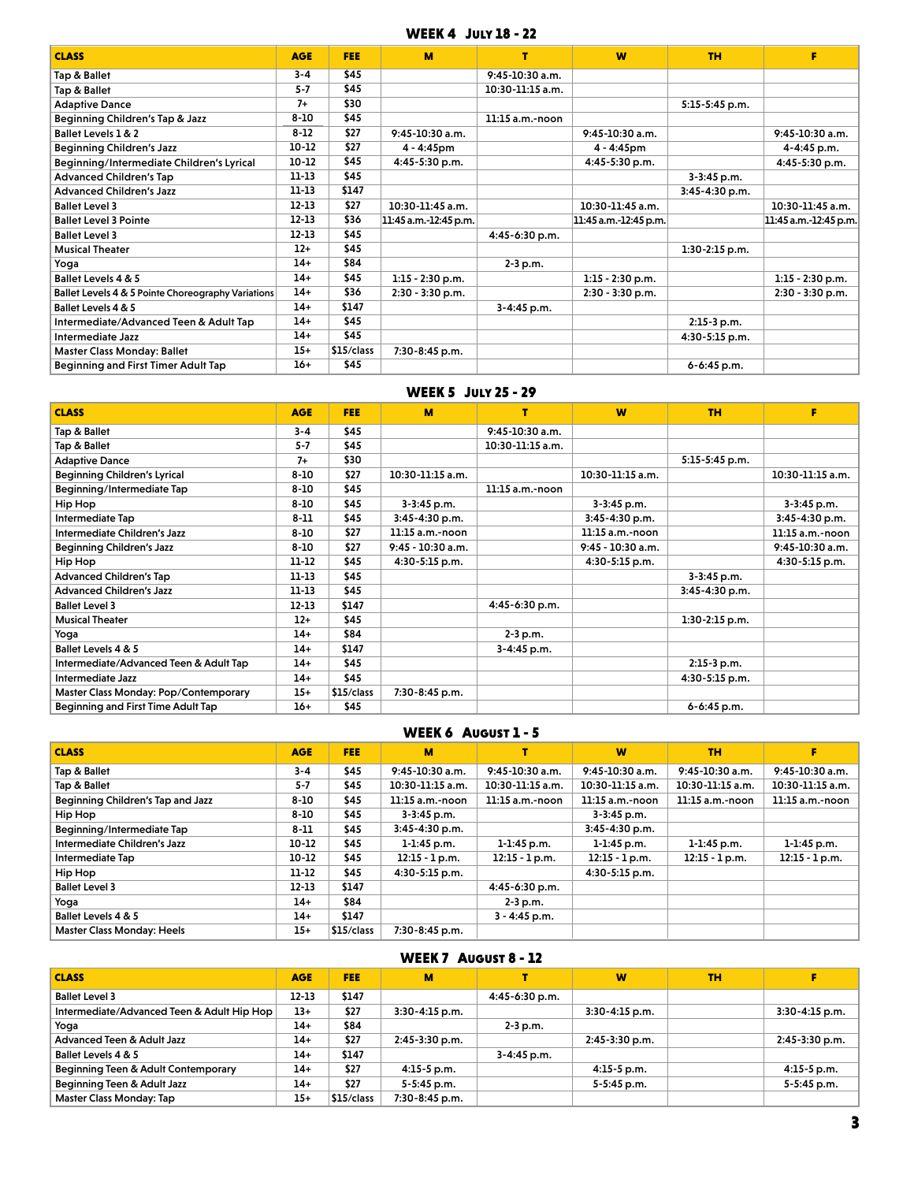## WEEK 4 July 18 - 22

| CLASS | AGE | FEE | M | T | W | TH | F |
|---|---|---|---|---|---|---|---|
| Tap & Ballet | 3-4 | $45 | | 9:45-10:30 a.m. | | | |
| Tap & Ballet | 5-7 | $45 | | 10:30-11:15 a.m. | | | |
| Adaptive Dance | 7+ | $30 | | | | 5:15-5:45 p.m. | |
| Beginning Children's Tap & Jazz | 8-10 | $45 | | 11:15 a.m.-noon | | | |
| Ballet Levels 1 & 2 | 8-12 | $27 | 9:45-10:30 a.m. | | 9:45-10:30 a.m. | | 9:45-10:30 a.m. |
| Beginning Children's Jazz | 10-12 | $27 | 4 - 4:45pm | | 4 - 4:45pm | | 4-4:45 p.m. |
| Beginning/Intermediate Children's Lyrical | 10-12 | $45 | 4:45-5:30 p.m. | | 4:45-5:30 p.m. | | 4:45-5:30 p.m. |
| Advanced Children's Tap | 11-13 | $45 | | | | 3-3:45 p.m. | |
| Advanced Children's Jazz | 11-13 | $147 | | | | 3:45-4:30 p.m. | |
| Ballet Level 3 | 12-13 | $27 | 10:30-11:45 a.m. | | 10:30-11:45 a.m. | | 10:30-11:45 a.m. |
| Ballet Level 3 Pointe | 12-13 | $36 | 11:45 a.m.-12:45 p.m. | | 11:45 a.m.-12:45 p.m. | | 11:45 a.m.-12:45 p.m. |
| Ballet Level 3 | 12-13 | $45 | | 4:45-6:30 p.m. | | | |
| Musical Theater | 12+ | $45 | | | | 1:30-2:15 p.m. | |
| Yoga | 14+ | $84 | | 2-3 p.m. | | | |
| Ballet Levels 4 & 5 | 14+ | $45 | 1:15 - 2:30 p.m. | | 1:15 - 2:30 p.m. | | 1:15 - 2:30 p.m. |
| Ballet Levels 4 & 5 Pointe Choreography Variations | 14+ | $36 | 2:30 - 3:30 p.m. | | 2:30 - 3:30 p.m. | | 2:30 - 3:30 p.m. |
| Ballet Levels 4 & 5 | 14+ | $147 | | 3-4:45 p.m. | | | |
| Intermediate/Advanced Teen & Adult Tap | 14+ | $45 | | | | 2:15-3 p.m. | |
| Intermediate Jazz | 14+ | $45 | | | | 4:30-5:15 p.m. | |
| Master Class Monday: Ballet | 15+ | $15/class | 7:30-8:45 p.m. | | | | |
| Beginning and First Timer Adult Tap | 16+ | $45 | | | | 6-6:45 p.m. | |

## WEEK 5 July 25 - 29

| CLASS | AGE | FEE | M | T | W | TH | F |
|---|---|---|---|---|---|---|---|
| Tap & Ballet | 3-4 | $45 | | 9:45-10:30 a.m. | | | |
| Tap & Ballet | 5-7 | $45 | | 10:30-11:15 a.m. | | | |
| Adaptive Dance | 7+ | $30 | | | | 5:15-5:45 p.m. | |
| Beginning Children's Lyrical | 8-10 | $27 | 10:30-11:15 a.m. | | 10:30-11:15 a.m. | | 10:30-11:15 a.m. |
| Beginning/Intermediate Tap | 8-10 | $45 | | 11:15 a.m.-noon | | | |
| Hip Hop | 8-10 | $45 | 3-3:45 p.m. | | 3-3:45 p.m. | | 3-3:45 p.m. |
| Intermediate Tap | 8-11 | $45 | 3:45-4:30 p.m. | | 3:45-4:30 p.m. | | 3:45-4:30 p.m. |
| Intermediate Children's Jazz | 8-10 | $27 | 11:15 a.m.-noon | | 11:15 a.m.-noon | | 11:15 a.m.-noon |
| Beginning Children's Jazz | 8-10 | $27 | 9:45 - 10:30 a.m. | | 9:45 - 10:30 a.m. | | 9:45-10:30 a.m. |
| Hip Hop | 11-12 | $45 | 4:30-5:15 p.m. | | 4:30-5:15 p.m. | | 4:30-5:15 p.m. |
| Advanced Children's Tap | 11-13 | $45 | | | | 3-3:45 p.m. | |
| Advanced Children's Jazz | 11-13 | $45 | | | | 3:45-4:30 p.m. | |
| Ballet Level 3 | 12-13 | $147 | | 4:45-6:30 p.m. | | | |
| Musical Theater | 12+ | $45 | | | | 1:30-2:15 p.m. | |
| Yoga | 14+ | $84 | | 2-3 p.m. | | | |
| Ballet Levels 4 & 5 | 14+ | $147 | | 3-4:45 p.m. | | | |
| Intermediate/Advanced Teen & Adult Tap | 14+ | $45 | | | | 2:15-3 p.m. | |
| Intermediate Jazz | 14+ | $45 | | | | 4:30-5:15 p.m. | |
| Master Class Monday: Pop/Contemporary | 15+ | $15/class | 7:30-8:45 p.m. | | | | |
| Beginning and First Time Adult Tap | 16+ | $45 | | | | 6-6:45 p.m. | |

## WEEK 6 August 1 - 5

| CLASS | AGE | FEE | M | T | W | TH | F |
|---|---|---|---|---|---|---|---|
| Tap & Ballet | 3-4 | $45 | 9:45-10:30 a.m. | 9:45-10:30 a.m. | 9:45-10:30 a.m. | 9:45-10:30 a.m. | 9:45-10:30 a.m. |
| Tap & Ballet | 5-7 | $45 | 10:30-11:15 a.m. | 10:30-11:15 a.m. | 10:30-11:15 a.m. | 10:30-11:15 a.m. | 10:30-11:15 a.m. |
| Beginning Children's Tap and Jazz | 8-10 | $45 | 11:15 a.m.-noon | 11:15 a.m.-noon | 11:15 a.m.-noon | 11:15 a.m.-noon | 11:15 a.m.-noon |
| Hip Hop | 8-10 | $45 | 3-3:45 p.m. | | 3-3:45 p.m. | | |
| Beginning/Intermediate Tap | 8-11 | $45 | 3:45-4:30 p.m. | | 3:45-4:30 p.m. | | |
| Intermediate Children's Jazz | 10-12 | $45 | 1-1:45 p.m. | 1-1:45 p.m. | 1-1:45 p.m. | 1-1:45 p.m. | 1-1:45 p.m. |
| Intermediate Tap | 10-12 | $45 | 12:15 - 1 p.m. | 12:15 - 1 p.m. | 12:15 - 1 p.m. | 12:15 - 1 p.m. | 12:15 - 1 p.m. |
| Hip Hop | 11-12 | $45 | 4:30-5:15 p.m. | | 4:30-5:15 p.m. | | |
| Ballet Level 3 | 12-13 | $147 | | 4:45-6:30 p.m. | | | |
| Yoga | 14+ | $84 | | 2-3 p.m. | | | |
| Ballet Levels 4 & 5 | 14+ | $147 | | 3 - 4:45 p.m. | | | |
| Master Class Monday: Heels | 15+ | $15/class | 7:30-8:45 p.m. | | | | |

## WEEK 7 August 8 - 12

| CLASS | AGE | FEE | M | T | W | TH | F |
|---|---|---|---|---|---|---|---|
| Ballet Level 3 | 12-13 | $147 | | 4:45-6:30 p.m. | | | |
| Intermediate/Advanced Teen & Adult Hip Hop | 13+ | $27 | 3:30-4:15 p.m. | | 3:30-4:15 p.m. | | 3:30-4:15 p.m. |
| Yoga | 14+ | $84 | | 2-3 p.m. | | | |
| Advanced Teen & Adult Jazz | 14+ | $27 | 2:45-3:30 p.m. | | 2:45-3:30 p.m. | | 2:45-3:30 p.m. |
| Ballet Levels 4 & 5 | 14+ | $147 | | 3-4:45 p.m. | | | |
| Beginning Teen & Adult Contemporary | 14+ | $27 | 4:15-5 p.m. | | 4:15-5 p.m. | | 4:15-5 p.m. |
| Beginning Teen & Adult Jazz | 14+ | $27 | 5-5:45 p.m. | | 5-5:45 p.m. | | 5-5:45 p.m. |
| Master Class Monday: Tap | 15+ | $15/class | 7:30-8:45 p.m. | | | | |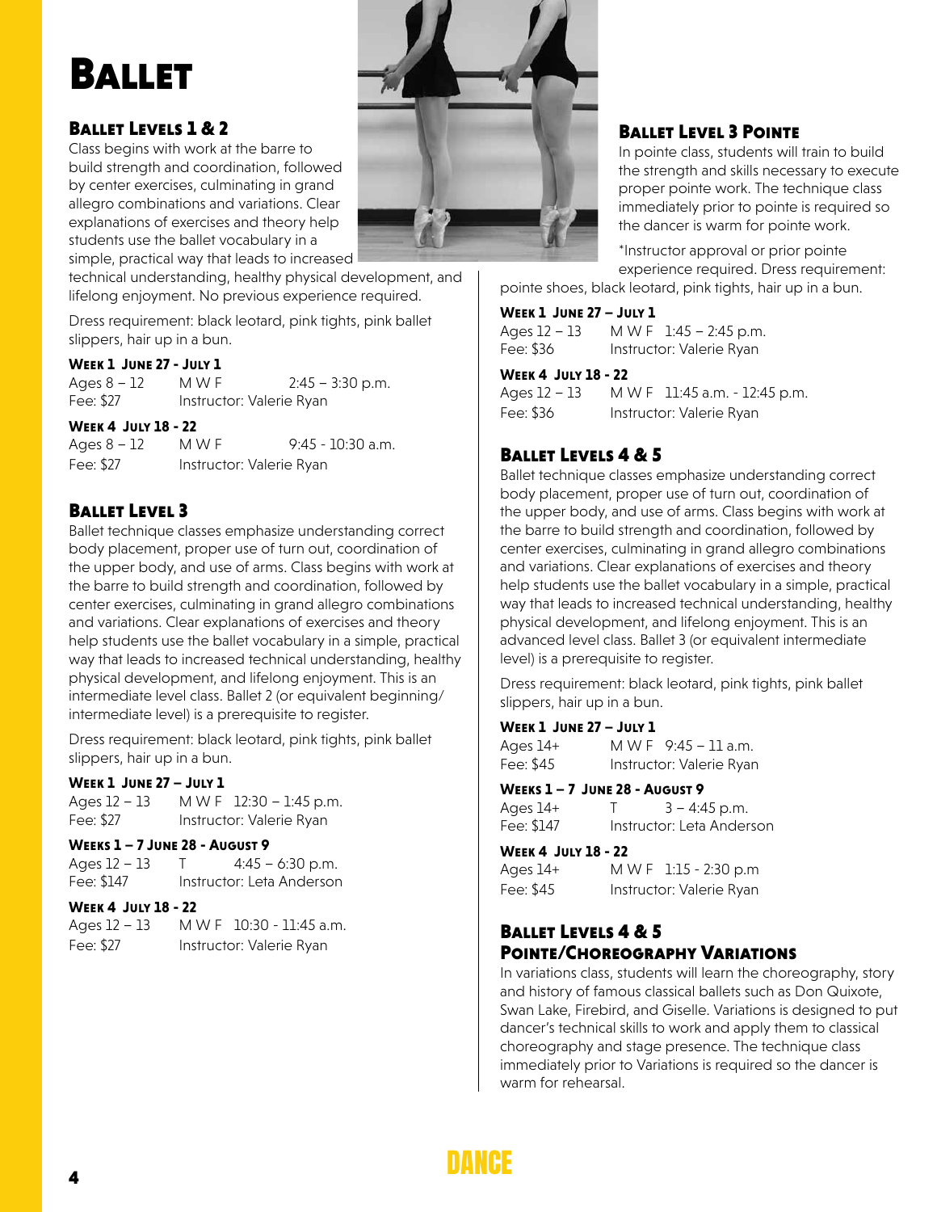# Ballet

## Ballet Levels 1 & 2

Class begins with work at the barre to build strength and coordination, followed by center exercises, culminating in grand allegro combinations and variations. Clear explanations of exercises and theory help students use the ballet vocabulary in a simple, practical way that leads to increased technical understanding, healthy physical development, and lifelong enjoyment. No previous experience required.

Dress requirement: black leotard, pink tights, pink ballet slippers, hair up in a bun.

**Week 1 June 27 - July 1**

Ages 8 – 12 M W F 2:45 – 3:30 p.m.
Fee: $27 Instructor: Valerie Ryan

**Week 4 July 18 - 22**

Ages 8 – 12 M W F 9:45 - 10:30 a.m.
Fee: $27 Instructor: Valerie Ryan

## Ballet Level 3

Ballet technique classes emphasize understanding correct body placement, proper use of turn out, coordination of the upper body, and use of arms. Class begins with work at the barre to build strength and coordination, followed by center exercises, culminating in grand allegro combinations and variations. Clear explanations of exercises and theory help students use the ballet vocabulary in a simple, practical way that leads to increased technical understanding, healthy physical development, and lifelong enjoyment. This is an intermediate level class. Ballet 2 (or equivalent beginning/intermediate level) is a prerequisite to register.

Dress requirement: black leotard, pink tights, pink ballet slippers, hair up in a bun.

**Week 1 June 27 – July 1**

Ages 12 – 13 M W F 12:30 – 1:45 p.m.
Fee: $27 Instructor: Valerie Ryan

**Weeks 1 – 7 June 28 - August 9**

Ages 12 – 13 T 4:45 – 6:30 p.m.
Fee: $147 Instructor: Leta Anderson

**Week 4 July 18 - 22**

Ages 12 – 13 M W F 10:30 - 11:45 a.m.
Fee: $27 Instructor: Valerie Ryan

## Ballet Level 3 Pointe

In pointe class, students will train to build the strength and skills necessary to execute proper pointe work. The technique class immediately prior to pointe is required so the dancer is warm for pointe work.

*Instructor approval or prior pointe experience required. Dress requirement: pointe shoes, black leotard, pink tights, hair up in a bun.

**Week 1 June 27 – July 1**

Ages 12 – 13 M W F 1:45 – 2:45 p.m.
Fee: $36 Instructor: Valerie Ryan

**Week 4 July 18 - 22**

Ages 12 – 13 M W F 11:45 a.m. - 12:45 p.m.
Fee: $36 Instructor: Valerie Ryan

## Ballet Levels 4 & 5

Ballet technique classes emphasize understanding correct body placement, proper use of turn out, coordination of the upper body, and use of arms. Class begins with work at the barre to build strength and coordination, followed by center exercises, culminating in grand allegro combinations and variations. Clear explanations of exercises and theory help students use the ballet vocabulary in a simple, practical way that leads to increased technical understanding, healthy physical development, and lifelong enjoyment. This is an advanced level class. Ballet 3 (or equivalent intermediate level) is a prerequisite to register.

Dress requirement: black leotard, pink tights, pink ballet slippers, hair up in a bun.

**Week 1 June 27 – July 1**

Ages 14+ M W F 9:45 – 11 a.m.
Fee: $45 Instructor: Valerie Ryan

**Weeks 1 – 7 June 28 - August 9**

Ages 14+ T 3 – 4:45 p.m.
Fee: $147 Instructor: Leta Anderson

**Week 4 July 18 - 22**

Ages 14+ M W F 1:15 - 2:30 p.m
Fee: $45 Instructor: Valerie Ryan

## Ballet Levels 4 & 5 Pointe/Choreography Variations

In variations class, students will learn the choreography, story and history of famous classical ballets such as Don Quixote, Swan Lake, Firebird, and Giselle. Variations is designed to put dancer's technical skills to work and apply them to classical choreography and stage presence. The technique class immediately prior to Variations is required so the dancer is warm for rehearsal.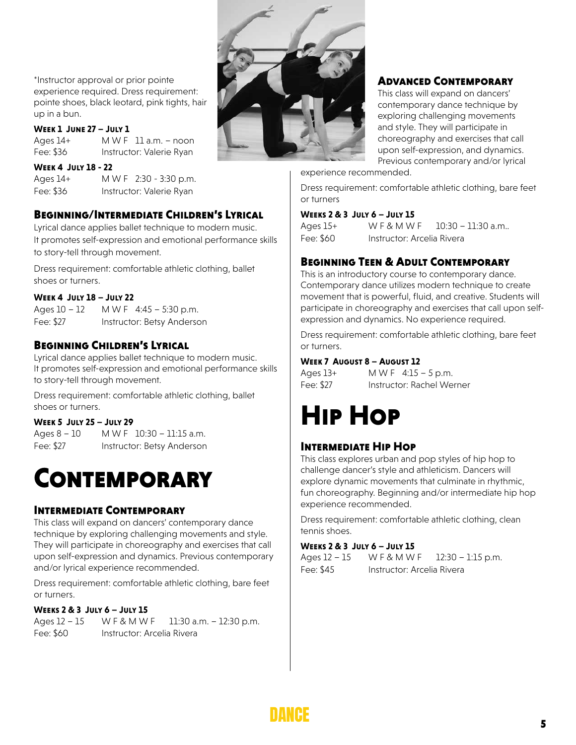*Instructor approval or prior pointe experience required. Dress requirement: pointe shoes, black leotard, pink tights, hair up in a bun.

**Week 1 June 27 – July 1**

Ages 14+ M W F 11 a.m. – noon
Fee: $36 Instructor: Valerie Ryan

**Week 4 July 18 - 22**

Ages 14+ M W F 2:30 - 3:30 p.m.
Fee: $36 Instructor: Valerie Ryan

### Beginning/Intermediate Children's Lyrical

Lyrical dance applies ballet technique to modern music. It promotes self-expression and emotional performance skills to story-tell through movement.

Dress requirement: comfortable athletic clothing, ballet shoes or turners.

**Week 4 July 18 – July 22**

Ages 10 – 12 M W F 4:45 – 5:30 p.m.
Fee: $27 Instructor: Betsy Anderson

### Beginning Children's Lyrical

Lyrical dance applies ballet technique to modern music. It promotes self-expression and emotional performance skills to story-tell through movement.

Dress requirement: comfortable athletic clothing, ballet shoes or turners.

**Week 5 July 25 – July 29**

Ages 8 – 10 M W F 10:30 – 11:15 a.m.
Fee: $27 Instructor: Betsy Anderson

# Contemporary

### Intermediate Contemporary

This class will expand on dancers' contemporary dance technique by exploring challenging movements and style. They will participate in choreography and exercises that call upon self-expression and dynamics. Previous contemporary and/or lyrical experience recommended.

Dress requirement: comfortable athletic clothing, bare feet or turners.

**Weeks 2 & 3 July 6 – July 15**

Ages 12 – 15 W F & M W F 11:30 a.m. – 12:30 p.m.
Fee: $60 Instructor: Arcelia Rivera

### Advanced Contemporary

This class will expand on dancers' contemporary dance technique by exploring challenging movements and style. They will participate in choreography and exercises that call upon self-expression, and dynamics. Previous contemporary and/or lyrical experience recommended.

Dress requirement: comfortable athletic clothing, bare feet or turners

**Weeks 2 & 3 July 6 – July 15**

Ages 15+ W F & M W F 10:30 – 11:30 a.m..
Fee: $60 Instructor: Arcelia Rivera

### Beginning Teen & Adult Contemporary

This is an introductory course to contemporary dance. Contemporary dance utilizes modern technique to create movement that is powerful, fluid, and creative. Students will participate in choreography and exercises that call upon self-expression and dynamics. No experience required.

Dress requirement: comfortable athletic clothing, bare feet or turners.

**Week 7 August 8 – August 12**

Ages 13+ M W F 4:15 – 5 p.m.
Fee: $27 Instructor: Rachel Werner

# Hip Hop

### Intermediate Hip Hop

This class explores urban and pop styles of hip hop to challenge dancer's style and athleticism. Dancers will explore dynamic movements that culminate in rhythmic, fun choreography. Beginning and/or intermediate hip hop experience recommended.

Dress requirement: comfortable athletic clothing, clean tennis shoes.

**Weeks 2 & 3 July 6 – July 15**

Ages 12 – 15 W F & M W F 12:30 – 1:15 p.m.
Fee: $45 Instructor: Arcelia Rivera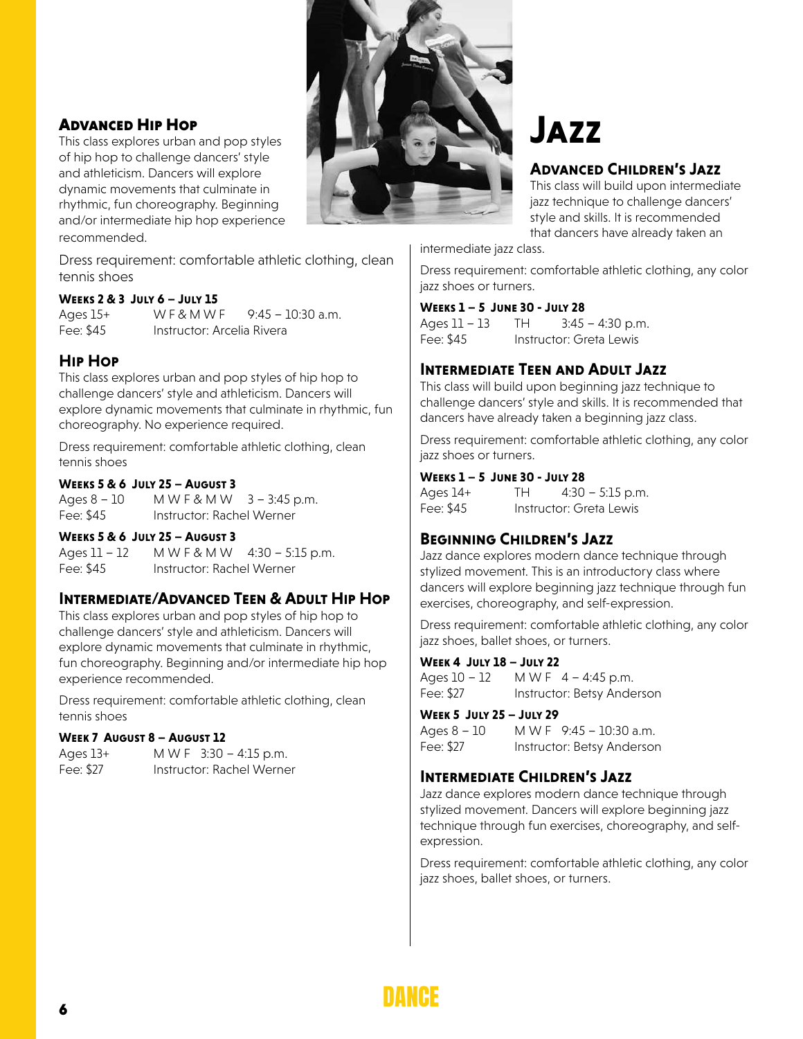### Advanced Hip Hop

This class explores urban and pop styles of hip hop to challenge dancers' style and athleticism. Dancers will explore dynamic movements that culminate in rhythmic, fun choreography. Beginning and/or intermediate hip hop experience recommended.

Dress requirement: comfortable athletic clothing, clean tennis shoes

**Weeks 2 & 3 July 6 – July 15**
Ages 15+ W F & M W F 9:45 – 10:30 a.m.
Fee: $45 Instructor: Arcelia Rivera

### Hip Hop

This class explores urban and pop styles of hip hop to challenge dancers' style and athleticism. Dancers will explore dynamic movements that culminate in rhythmic, fun choreography. No experience required.

Dress requirement: comfortable athletic clothing, clean tennis shoes

**Weeks 5 & 6 July 25 – August 3**
Ages 8 – 10 M W F & M W 3 – 3:45 p.m.
Fee: $45 Instructor: Rachel Werner

**Weeks 5 & 6 July 25 – August 3**
Ages 11 – 12 M W F & M W 4:30 – 5:15 p.m.
Fee: $45 Instructor: Rachel Werner

### Intermediate/Advanced Teen & Adult Hip Hop

This class explores urban and pop styles of hip hop to challenge dancers' style and athleticism. Dancers will explore dynamic movements that culminate in rhythmic, fun choreography. Beginning and/or intermediate hip hop experience recommended.

Dress requirement: comfortable athletic clothing, clean tennis shoes

**Week 7 August 8 – August 12**
Ages 13+ M W F 3:30 – 4:15 p.m.
Fee: $27 Instructor: Rachel Werner

# Jazz

### Advanced Children's Jazz

This class will build upon intermediate jazz technique to challenge dancers' style and skills. It is recommended that dancers have already taken an intermediate jazz class.

Dress requirement: comfortable athletic clothing, any color jazz shoes or turners.

**Weeks 1 – 5 June 30 - July 28**
Ages 11 – 13 TH 3:45 – 4:30 p.m.
Fee: $45 Instructor: Greta Lewis

### Intermediate Teen and Adult Jazz

This class will build upon beginning jazz technique to challenge dancers' style and skills. It is recommended that dancers have already taken a beginning jazz class.

Dress requirement: comfortable athletic clothing, any color jazz shoes or turners.

**Weeks 1 – 5 June 30 - July 28**
Ages 14+ TH 4:30 – 5:15 p.m.
Fee: $45 Instructor: Greta Lewis

### Beginning Children's Jazz

Jazz dance explores modern dance technique through stylized movement. This is an introductory class where dancers will explore beginning jazz technique through fun exercises, choreography, and self-expression.

Dress requirement: comfortable athletic clothing, any color jazz shoes, ballet shoes, or turners.

**Week 4 July 18 – July 22**
Ages 10 – 12 M W F 4 – 4:45 p.m.
Fee: $27 Instructor: Betsy Anderson

**Week 5 July 25 – July 29**
Ages 8 – 10 M W F 9:45 – 10:30 a.m.
Fee: $27 Instructor: Betsy Anderson

### Intermediate Children's Jazz

Jazz dance explores modern dance technique through stylized movement. Dancers will explore beginning jazz technique through fun exercises, choreography, and self-expression.

Dress requirement: comfortable athletic clothing, any color jazz shoes, ballet shoes, or turners.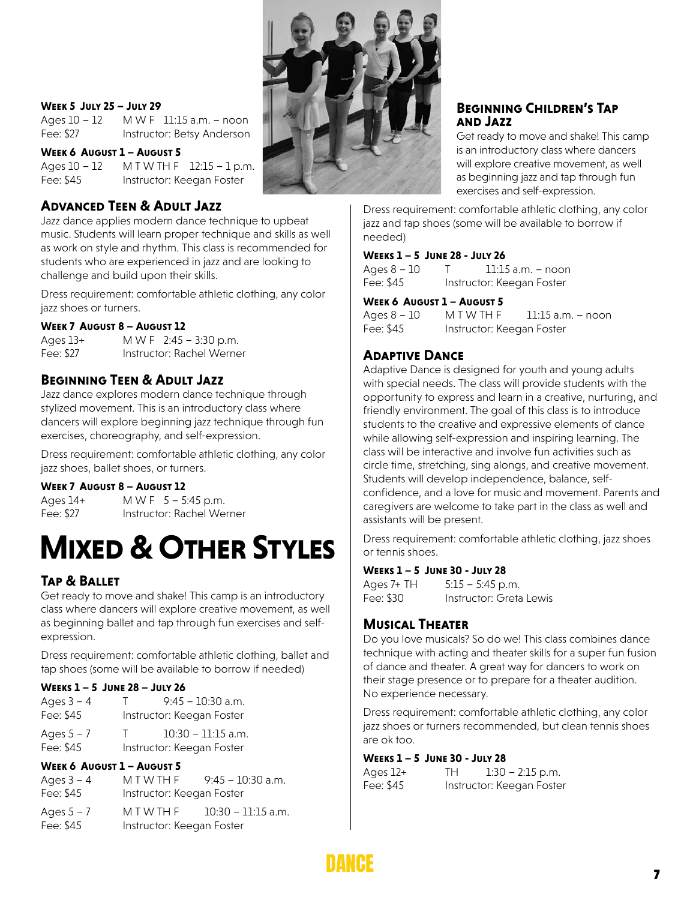**Week 5 July 25 – July 29**

Ages 10 – 12 M W F 11:15 a.m. – noon
Fee: $27 Instructor: Betsy Anderson

**Week 6 August 1 – August 5**

Ages 10 – 12 M T W TH F 12:15 – 1 p.m.
Fee: $45 Instructor: Keegan Foster

### Advanced Teen & Adult Jazz

Jazz dance applies modern dance technique to upbeat music. Students will learn proper technique and skills as well as work on style and rhythm. This class is recommended for students who are experienced in jazz and are looking to challenge and build upon their skills.

Dress requirement: comfortable athletic clothing, any color jazz shoes or turners.

**Week 7 August 8 – August 12**

Ages 13+ M W F 2:45 – 3:30 p.m.
Fee: $27 Instructor: Rachel Werner

### Beginning Teen & Adult Jazz

Jazz dance explores modern dance technique through stylized movement. This is an introductory class where dancers will explore beginning jazz technique through fun exercises, choreography, and self-expression.

Dress requirement: comfortable athletic clothing, any color jazz shoes, ballet shoes, or turners.

**Week 7 August 8 – August 12**

Ages 14+ M W F 5 – 5:45 p.m.
Fee: $27 Instructor: Rachel Werner

# Mixed & Other Styles

### Tap & Ballet

Get ready to move and shake! This camp is an introductory class where dancers will explore creative movement, as well as beginning ballet and tap through fun exercises and self-expression.

Dress requirement: comfortable athletic clothing, ballet and tap shoes (some will be available to borrow if needed)

**Weeks 1 – 5 June 28 – July 26**

Ages 3 – 4 T 9:45 – 10:30 a.m.
Fee: $45 Instructor: Keegan Foster

Ages 5 – 7 T 10:30 – 11:15 a.m.
Fee: $45 Instructor: Keegan Foster

**Week 6 August 1 – August 5**

Ages 3 – 4 M T W TH F 9:45 – 10:30 a.m.
Fee: $45 Instructor: Keegan Foster

Ages 5 – 7 M T W TH F 10:30 – 11:15 a.m.
Fee: $45 Instructor: Keegan Foster

### Beginning Children's Tap and Jazz

Get ready to move and shake! This camp is an introductory class where dancers will explore creative movement, as well as beginning jazz and tap through fun exercises and self-expression.

Dress requirement: comfortable athletic clothing, any color jazz and tap shoes (some will be available to borrow if needed)

**Weeks 1 – 5 June 28 - July 26**

Ages 8 – 10 T 11:15 a.m. – noon
Fee: $45 Instructor: Keegan Foster

**Week 6 August 1 – August 5**

Ages 8 – 10 M T W TH F 11:15 a.m. – noon
Fee: $45 Instructor: Keegan Foster

### Adaptive Dance

Adaptive Dance is designed for youth and young adults with special needs. The class will provide students with the opportunity to express and learn in a creative, nurturing, and friendly environment. The goal of this class is to introduce students to the creative and expressive elements of dance while allowing self-expression and inspiring learning. The class will be interactive and involve fun activities such as circle time, stretching, sing alongs, and creative movement. Students will develop independence, balance, self-confidence, and a love for music and movement. Parents and caregivers are welcome to take part in the class as well and assistants will be present.

Dress requirement: comfortable athletic clothing, jazz shoes or tennis shoes.

**Weeks 1 – 5 June 30 - July 28**

Ages 7+ TH 5:15 – 5:45 p.m.
Fee: $30 Instructor: Greta Lewis

### Musical Theater

Do you love musicals? So do we! This class combines dance technique with acting and theater skills for a super fun fusion of dance and theater. A great way for dancers to work on their stage presence or to prepare for a theater audition. No experience necessary.

Dress requirement: comfortable athletic clothing, any color jazz shoes or turners recommended, but clean tennis shoes are ok too.

**Weeks 1 – 5 June 30 - July 28**

Ages 12+ TH 1:30 – 2:15 p.m.
Fee: $45 Instructor: Keegan Foster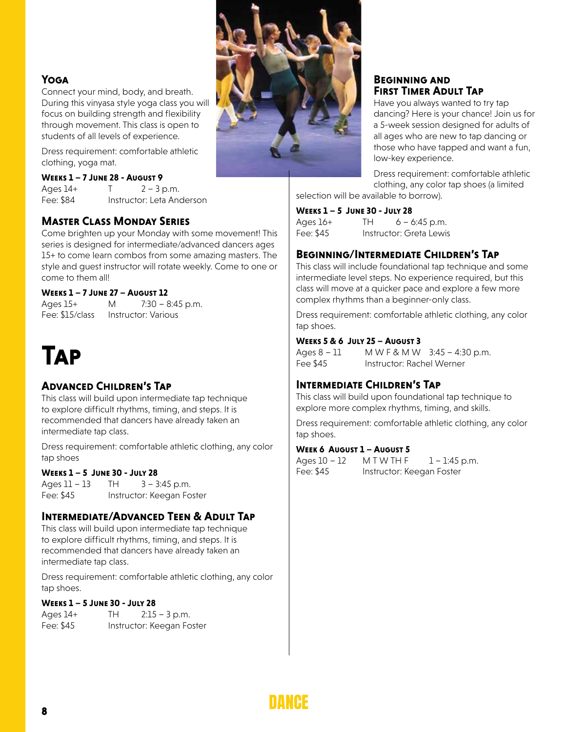### Yoga

Connect your mind, body, and breath. During this vinyasa style yoga class you will focus on building strength and flexibility through movement. This class is open to students of all levels of experience.

Dress requirement: comfortable athletic clothing, yoga mat.

**Weeks 1 – 7 June 28 - August 9**

Ages 14+ T 2 – 3 p.m.
Fee: $84 Instructor: Leta Anderson

### Master Class Monday Series

Come brighten up your Monday with some movement! This series is designed for intermediate/advanced dancers ages 15+ to come learn combos from some amazing masters. The style and guest instructor will rotate weekly. Come to one or come to them all!

**Weeks 1 – 7 June 27 – August 12**

Ages 15+ M 7:30 – 8:45 p.m.
Fee: $15/class Instructor: Various

# Tap

### Advanced Children's Tap

This class will build upon intermediate tap technique to explore difficult rhythms, timing, and steps. It is recommended that dancers have already taken an intermediate tap class.

Dress requirement: comfortable athletic clothing, any color tap shoes

**Weeks 1 – 5 June 30 - July 28**

Ages 11 – 13 TH 3 – 3:45 p.m.
Fee: $45 Instructor: Keegan Foster

### Intermediate/Advanced Teen & Adult Tap

This class will build upon intermediate tap technique to explore difficult rhythms, timing, and steps. It is recommended that dancers have already taken an intermediate tap class.

Dress requirement: comfortable athletic clothing, any color tap shoes.

**Weeks 1 – 5 June 30 - July 28**

Ages 14+ TH 2:15 – 3 p.m.
Fee: $45 Instructor: Keegan Foster

### Beginning and First Timer Adult Tap

Have you always wanted to try tap dancing? Here is your chance! Join us for a 5-week session designed for adults of all ages who are new to tap dancing or those who have tapped and want a fun, low-key experience.

Dress requirement: comfortable athletic clothing, any color tap shoes (a limited selection will be available to borrow).

**Weeks 1 – 5 June 30 - July 28**

Ages 16+ TH 6 – 6:45 p.m.
Fee: $45 Instructor: Greta Lewis

### Beginning/Intermediate Children's Tap

This class will include foundational tap technique and some intermediate level steps. No experience required, but this class will move at a quicker pace and explore a few more complex rhythms than a beginner-only class.

Dress requirement: comfortable athletic clothing, any color tap shoes.

**Weeks 5 & 6 July 25 – August 3**

Ages 8 – 11 M W F & M W 3:45 – 4:30 p.m.
Fee $45 Instructor: Rachel Werner

### Intermediate Children's Tap

This class will build upon foundational tap technique to explore more complex rhythms, timing, and skills.

Dress requirement: comfortable athletic clothing, any color tap shoes.

**Week 6 August 1 – August 5**

Ages 10 – 12 M T W TH F 1 – 1:45 p.m.
Fee: $45 Instructor: Keegan Foster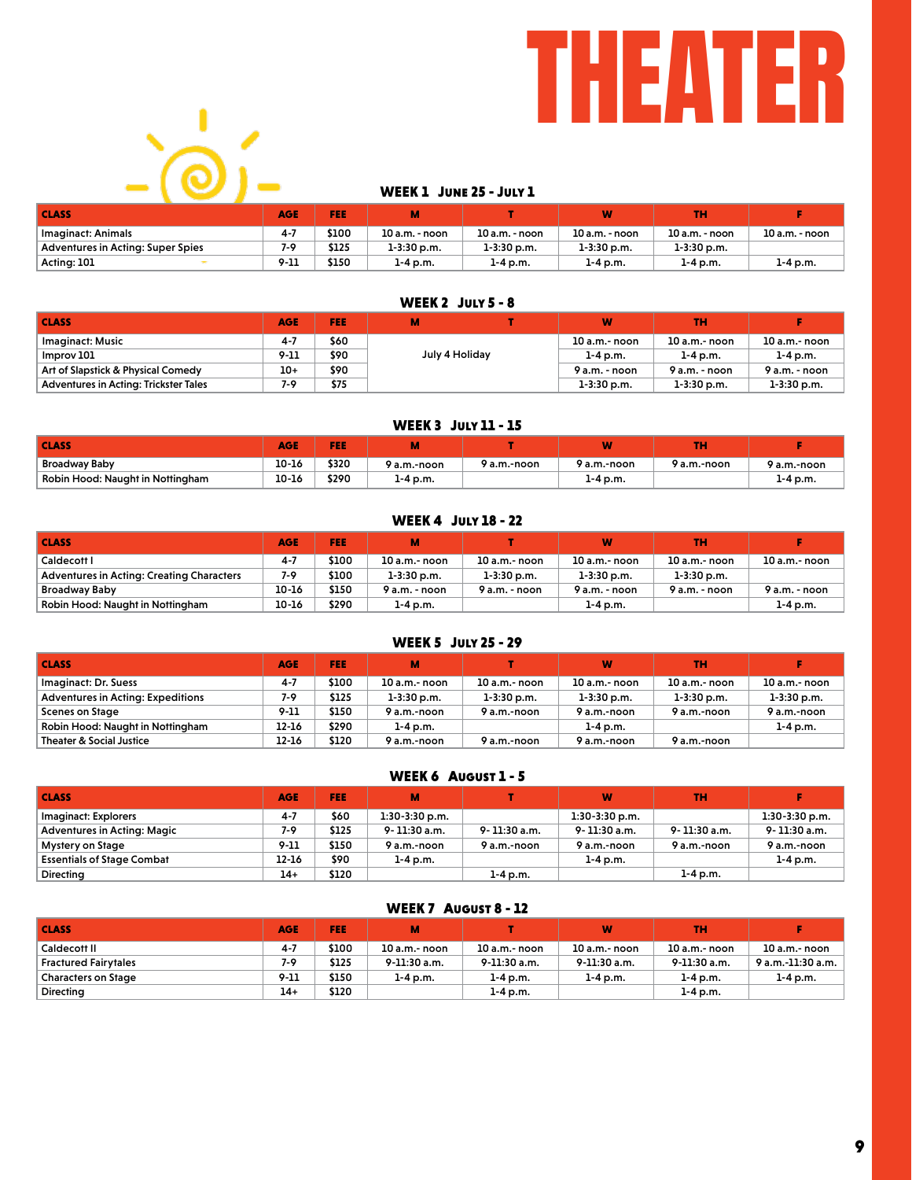# THEATER

## WEEK 1 June 25 - July 1

| CLASS | AGE | FEE | M | T | W | TH | F |
|---|---|---|---|---|---|---|---|
| Imaginact: Animals | 4-7 | $100 | 10 a.m. - noon | 10 a.m. - noon | 10 a.m. - noon | 10 a.m. - noon | 10 a.m. - noon |
| Adventures in Acting: Super Spies | 7-9 | $125 | 1-3:30 p.m. | 1-3:30 p.m. | 1-3:30 p.m. | 1-3:30 p.m. | |
| Acting: 101 | 9-11 | $150 | 1-4 p.m. | 1-4 p.m. | 1-4 p.m. | 1-4 p.m. | 1-4 p.m. |

## WEEK 2 July 5 - 8

| CLASS | AGE | FEE | M | T | W | TH | F |
|---|---|---|---|---|---|---|---|
| Imaginact: Music | 4-7 | $60 | July 4 Holiday | | 10 a.m.- noon | 10 a.m.- noon | 10 a.m.- noon |
| Improv 101 | 9-11 | $90 | | | 1-4 p.m. | 1-4 p.m. | 1-4 p.m. |
| Art of Slapstick & Physical Comedy | 10+ | $90 | | | 9 a.m. - noon | 9 a.m. - noon | 9 a.m. - noon |
| Adventures in Acting: Trickster Tales | 7-9 | $75 | | | 1-3:30 p.m. | 1-3:30 p.m. | 1-3:30 p.m. |

## WEEK 3 July 11 - 15

| CLASS | AGE | FEE | M | T | W | TH | F |
|---|---|---|---|---|---|---|---|
| Broadway Baby | 10-16 | $320 | 9 a.m.-noon | 9 a.m.-noon | 9 a.m.-noon | 9 a.m.-noon | 9 a.m.-noon |
| Robin Hood: Naught in Nottingham | 10-16 | $290 | 1-4 p.m. | | 1-4 p.m. | | 1-4 p.m. |

## WEEK 4 July 18 - 22

| CLASS | AGE | FEE | M | T | W | TH | F |
|---|---|---|---|---|---|---|---|
| Caldecott I | 4-7 | $100 | 10 a.m.- noon | 10 a.m.- noon | 10 a.m.- noon | 10 a.m.- noon | 10 a.m.- noon |
| Adventures in Acting: Creating Characters | 7-9 | $100 | 1-3:30 p.m. | 1-3:30 p.m. | 1-3:30 p.m. | 1-3:30 p.m. | |
| Broadway Baby | 10-16 | $150 | 9 a.m. - noon | 9 a.m. - noon | 9 a.m. - noon | 9 a.m. - noon | 9 a.m. - noon |
| Robin Hood: Naught in Nottingham | 10-16 | $290 | 1-4 p.m. | | 1-4 p.m. | | 1-4 p.m. |

## WEEK 5 July 25 - 29

| CLASS | AGE | FEE | M | T | W | TH | F |
|---|---|---|---|---|---|---|---|
| Imaginact: Dr. Suess | 4-7 | $100 | 10 a.m.- noon | 10 a.m.- noon | 10 a.m.- noon | 10 a.m.- noon | 10 a.m.- noon |
| Adventures in Acting: Expeditions | 7-9 | $125 | 1-3:30 p.m. | 1-3:30 p.m. | 1-3:30 p.m. | 1-3:30 p.m. | 1-3:30 p.m. |
| Scenes on Stage | 9-11 | $150 | 9 a.m.-noon | 9 a.m.-noon | 9 a.m.-noon | 9 a.m.-noon | 9 a.m.-noon |
| Robin Hood: Naught in Nottingham | 12-16 | $290 | 1-4 p.m. | | 1-4 p.m. | | 1-4 p.m. |
| Theater & Social Justice | 12-16 | $120 | 9 a.m.-noon | 9 a.m.-noon | 9 a.m.-noon | 9 a.m.-noon | |

## WEEK 6 August 1 - 5

| CLASS | AGE | FEE | M | T | W | TH | F |
|---|---|---|---|---|---|---|---|
| Imaginact: Explorers | 4-7 | $60 | 1:30-3:30 p.m. | | 1:30-3:30 p.m. | | 1:30-3:30 p.m. |
| Adventures in Acting: Magic | 7-9 | $125 | 9- 11:30 a.m. | 9- 11:30 a.m. | 9- 11:30 a.m. | 9- 11:30 a.m. | 9- 11:30 a.m. |
| Mystery on Stage | 9-11 | $150 | 9 a.m.-noon | 9 a.m.-noon | 9 a.m.-noon | 9 a.m.-noon | 9 a.m.-noon |
| Essentials of Stage Combat | 12-16 | $90 | 1-4 p.m. | | 1-4 p.m. | | 1-4 p.m. |
| Directing | 14+ | $120 | | 1-4 p.m. | | 1-4 p.m. | |

## WEEK 7 August 8 - 12

| CLASS | AGE | FEE | M | T | W | TH | F |
|---|---|---|---|---|---|---|---|
| Caldecott II | 4-7 | $100 | 10 a.m.- noon | 10 a.m.- noon | 10 a.m.- noon | 10 a.m.- noon | 10 a.m.- noon |
| Fractured Fairytales | 7-9 | $125 | 9-11:30 a.m. | 9-11:30 a.m. | 9-11:30 a.m. | 9-11:30 a.m. | 9 a.m.-11:30 a.m. |
| Characters on Stage | 9-11 | $150 | 1-4 p.m. | 1-4 p.m. | 1-4 p.m. | 1-4 p.m. | 1-4 p.m. |
| Directing | 14+ | $120 | | 1-4 p.m. | | 1-4 p.m. | |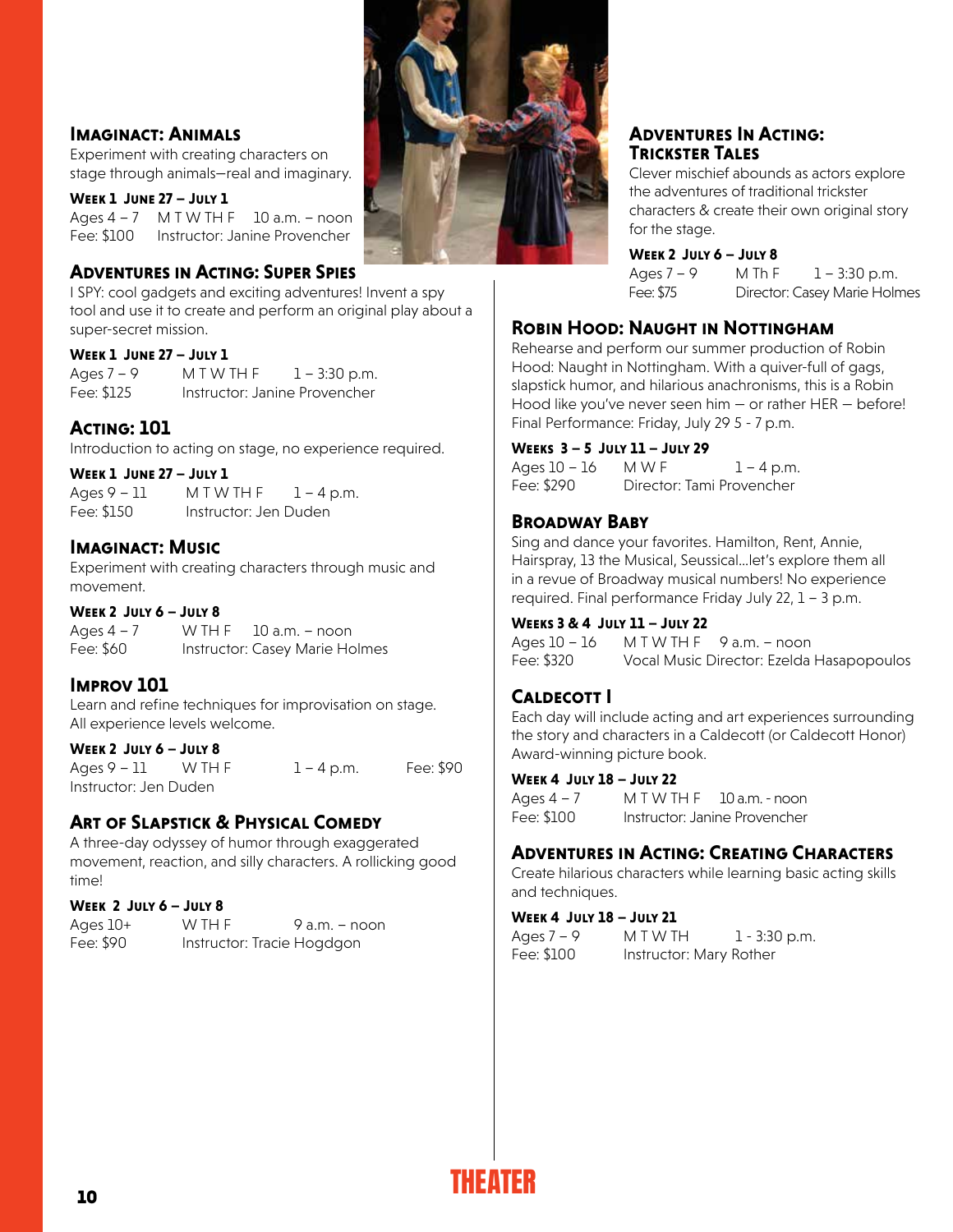### Imaginact: Animals

Experiment with creating characters on stage through animals—real and imaginary.

**Week 1 June 27 – July 1**
Ages 4 – 7  M T W TH F  10 a.m. – noon
Fee: $100  Instructor: Janine Provencher

### Adventures in Acting: Super Spies

I SPY: cool gadgets and exciting adventures! Invent a spy tool and use it to create and perform an original play about a super-secret mission.

**Week 1 June 27 – July 1**
Ages 7 – 9  M T W TH F  1 – 3:30 p.m.
Fee: $125  Instructor: Janine Provencher

### Acting: 101

Introduction to acting on stage, no experience required.

**Week 1 June 27 – July 1**
Ages 9 – 11  M T W TH F  1 – 4 p.m.
Fee: $150  Instructor: Jen Duden

### Imaginact: Music

Experiment with creating characters through music and movement.

**Week 2 July 6 – July 8**
Ages 4 – 7  W TH F  10 a.m. – noon
Fee: $60  Instructor: Casey Marie Holmes

### Improv 101

Learn and refine techniques for improvisation on stage. All experience levels welcome.

**Week 2 July 6 – July 8**
Ages 9 – 11  W TH F  1 – 4 p.m.  Fee: $90
Instructor: Jen Duden

### Art of Slapstick & Physical Comedy

A three-day odyssey of humor through exaggerated movement, reaction, and silly characters. A rollicking good time!

**Week 2 July 6 – July 8**
Ages 10+  W TH F  9 a.m. – noon
Fee: $90  Instructor: Tracie Hogdgon

### Adventures In Acting: Trickster Tales

Clever mischief abounds as actors explore the adventures of traditional trickster characters & create their own original story for the stage.

**Week 2 July 6 – July 8**
Ages 7 – 9  M Th F  1 – 3:30 p.m.
Fee: $75  Director: Casey Marie Holmes

### Robin Hood: Naught in Nottingham

Rehearse and perform our summer production of Robin Hood: Naught in Nottingham. With a quiver-full of gags, slapstick humor, and hilarious anachronisms, this is a Robin Hood like you've never seen him – or rather HER – before! Final Performance: Friday, July 29 5 - 7 p.m.

**Weeks 3 – 5 July 11 – July 29**
Ages 10 – 16  M W F  1 – 4 p.m.
Fee: $290  Director: Tami Provencher

### Broadway Baby

Sing and dance your favorites. Hamilton, Rent, Annie, Hairspray, 13 the Musical, Seussical...let's explore them all in a revue of Broadway musical numbers! No experience required. Final performance Friday July 22, 1 – 3 p.m.

**Weeks 3 & 4 July 11 – July 22**
Ages 10 – 16  M T W TH F  9 a.m. – noon
Fee: $320  Vocal Music Director: Ezelda Hasapopoulos

### Caldecott I

Each day will include acting and art experiences surrounding the story and characters in a Caldecott (or Caldecott Honor) Award-winning picture book.

**Week 4 July 18 – July 22**
Ages 4 – 7  M T W TH F  10 a.m. - noon
Fee: $100  Instructor: Janine Provencher

### Adventures in Acting: Creating Characters

Create hilarious characters while learning basic acting skills and techniques.

**Week 4 July 18 – July 21**
Ages 7 – 9  M T W TH  1 - 3:30 p.m.
Fee: $100  Instructor: Mary Rother

THEATER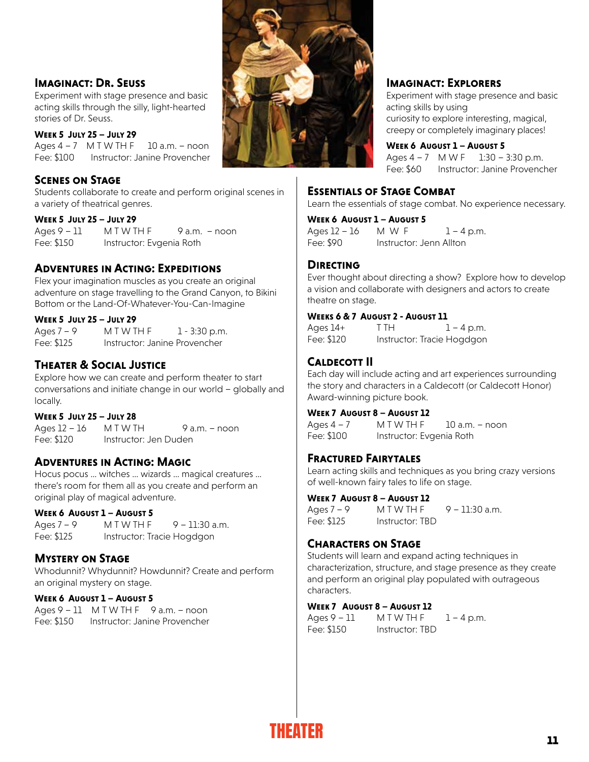### Imaginact: Dr. Seuss

Experiment with stage presence and basic acting skills through the silly, light-hearted stories of Dr. Seuss.

**Week 5 July 25 – July 29**
Ages 4 – 7 M T W TH F 10 a.m. – noon
Fee: $100 Instructor: Janine Provencher

### Scenes on Stage

Students collaborate to create and perform original scenes in a variety of theatrical genres.

**Week 5 July 25 – July 29**
Ages 9 – 11 M T W TH F 9 a.m. – noon
Fee: $150 Instructor: Evgenia Roth

### Adventures in Acting: Expeditions

Flex your imagination muscles as you create an original adventure on stage travelling to the Grand Canyon, to Bikini Bottom or the Land-Of-Whatever-You-Can-Imagine

**Week 5 July 25 – July 29**
Ages 7 – 9 M T W TH F 1 - 3:30 p.m.
Fee: $125 Instructor: Janine Provencher

### Theater & Social Justice

Explore how we can create and perform theater to start conversations and initiate change in our world – globally and locally.

**Week 5 July 25 – July 28**
Ages 12 – 16 M T W TH 9 a.m. – noon
Fee: $120 Instructor: Jen Duden

### Adventures in Acting: Magic

Hocus pocus … witches … wizards … magical creatures … there's room for them all as you create and perform an original play of magical adventure.

**Week 6 August 1 – August 5**
Ages 7 – 9 M T W TH F 9 – 11:30 a.m.
Fee: $125 Instructor: Tracie Hogdgon

### Mystery on Stage

Whodunnit? Whydunnit? Howdunnit? Create and perform an original mystery on stage.

**Week 6 August 1 – August 5**
Ages 9 – 11 M T W TH F 9 a.m. – noon
Fee: $150 Instructor: Janine Provencher

### Imaginact: Explorers

Experiment with stage presence and basic acting skills by using curiosity to explore interesting, magical, creepy or completely imaginary places!

**Week 6 August 1 – August 5**
Ages 4 – 7 M W F 1:30 – 3:30 p.m.
Fee: $60 Instructor: Janine Provencher

### Essentials of Stage Combat

Learn the essentials of stage combat. No experience necessary.

**Week 6 August 1 – August 5**
Ages 12 – 16 M W F 1 – 4 p.m.
Fee: $90 Instructor: Jenn Allton

### Directing

Ever thought about directing a show? Explore how to develop a vision and collaborate with designers and actors to create theatre on stage.

**Weeks 6 & 7 August 2 - August 11**
Ages 14+ T TH 1 – 4 p.m.
Fee: $120 Instructor: Tracie Hogdgon

### Caldecott II

Each day will include acting and art experiences surrounding the story and characters in a Caldecott (or Caldecott Honor) Award-winning picture book.

**Week 7 August 8 – August 12**
Ages 4 – 7 M T W TH F 10 a.m. – noon
Fee: $100 Instructor: Evgenia Roth

### Fractured Fairytales

Learn acting skills and techniques as you bring crazy versions of well-known fairy tales to life on stage.

**Week 7 August 8 – August 12**
Ages 7 – 9 M T W TH F 9 – 11:30 a.m.
Fee: $125 Instructor: TBD

### Characters on Stage

Students will learn and expand acting techniques in characterization, structure, and stage presence as they create and perform an original play populated with outrageous characters.

**Week 7 August 8 – August 12**
Ages 9 – 11 M T W TH F 1 – 4 p.m.
Fee: $150 Instructor: TBD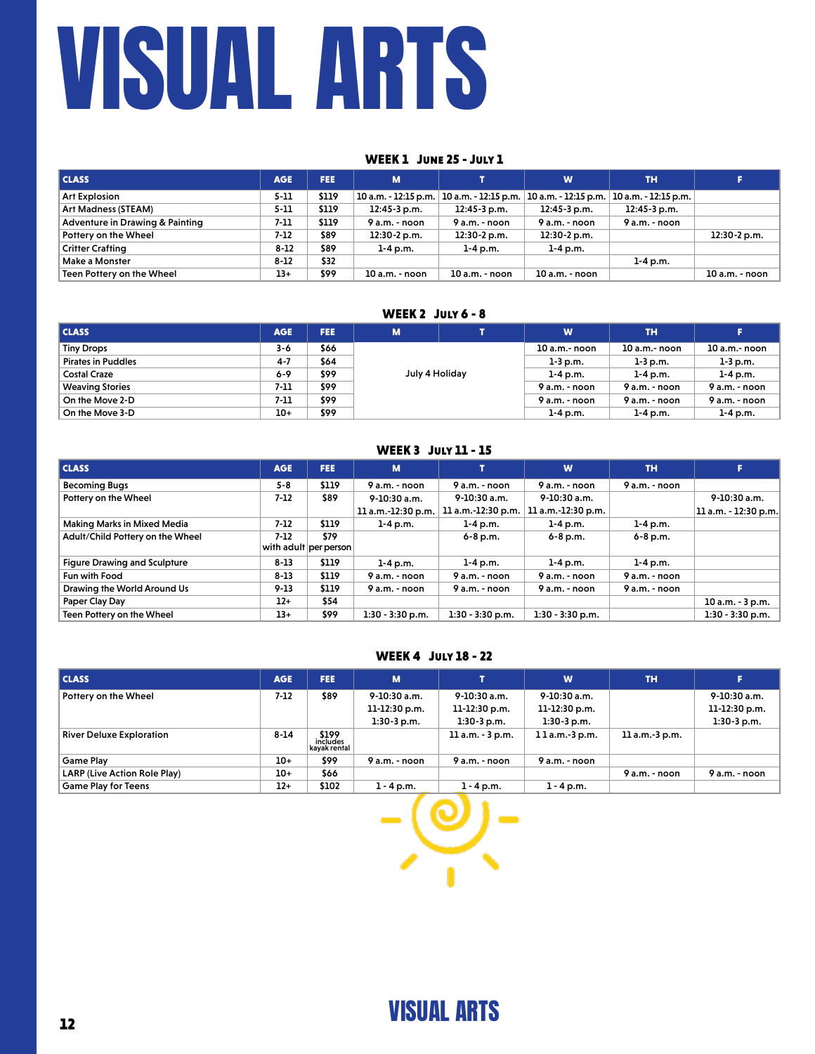# VISUAL ARTS

## WEEK 1 June 25 - July 1

| CLASS | AGE | FEE | M | T | W | TH | F |
|---|---|---|---|---|---|---|---|
| Art Explosion | 5-11 | $119 | 10 a.m. - 12:15 p.m. | 10 a.m. - 12:15 p.m. | 10 a.m. - 12:15 p.m. | 10 a.m. - 12:15 p.m. | |
| Art Madness (STEAM) | 5-11 | $119 | 12:45-3 p.m. | 12:45-3 p.m. | 12:45-3 p.m. | 12:45-3 p.m. | |
| Adventure in Drawing & Painting | 7-11 | $119 | 9 a.m. - noon | 9 a.m. - noon | 9 a.m. - noon | 9 a.m. - noon | |
| Pottery on the Wheel | 7-12 | $89 | 12:30-2 p.m. | 12:30-2 p.m. | 12:30-2 p.m. | | 12:30-2 p.m. |
| Critter Crafting | 8-12 | $89 | 1-4 p.m. | 1-4 p.m. | 1-4 p.m. | | |
| Make a Monster | 8-12 | $32 | | | | 1-4 p.m. | |
| Teen Pottery on the Wheel | 13+ | $99 | 10 a.m. - noon | 10 a.m. - noon | 10 a.m. - noon | | 10 a.m. - noon |

## WEEK 2 July 6 - 8

| CLASS | AGE | FEE | M | T | W | TH | F |
|---|---|---|---|---|---|---|---|
| Tiny Drops | 3-6 | $66 | July 4 Holiday | | 10 a.m.- noon | 10 a.m.- noon | 10 a.m.- noon |
| Pirates in Puddles | 4-7 | $64 | | | 1-3 p.m. | 1-3 p.m. | 1-3 p.m. |
| Costal Craze | 6-9 | $99 | | | 1-4 p.m. | 1-4 p.m. | 1-4 p.m. |
| Weaving Stories | 7-11 | $99 | | | 9 a.m. - noon | 9 a.m. - noon | 9 a.m. - noon |
| On the Move 2-D | 7-11 | $99 | | | 9 a.m. - noon | 9 a.m. - noon | 9 a.m. - noon |
| On the Move 3-D | 10+ | $99 | | | 1-4 p.m. | 1-4 p.m. | 1-4 p.m. |

## WEEK 3 July 11 - 15

| CLASS | AGE | FEE | M | T | W | TH | F |
|---|---|---|---|---|---|---|---|
| Becoming Bugs | 5-8 | $119 | 9 a.m. - noon | 9 a.m. - noon | 9 a.m. - noon | 9 a.m. - noon | |
| Pottery on the Wheel | 7-12 | $89 | 9-10:30 a.m.<br>11 a.m.-12:30 p.m. | 9-10:30 a.m.<br>11 a.m.-12:30 p.m. | 9-10:30 a.m.<br>11 a.m.-12:30 p.m. | | 9-10:30 a.m.<br>11 a.m. - 12:30 p.m. |
| Making Marks in Mixed Media | 7-12 | $119 | 1-4 p.m. | 1-4 p.m. | 1-4 p.m. | 1-4 p.m. | |
| Adult/Child Pottery on the Wheel | 7-12 with adult | $79 per person | | 6-8 p.m. | 6-8 p.m. | 6-8 p.m. | |
| Figure Drawing and Sculpture | 8-13 | $119 | 1-4 p.m. | 1-4 p.m. | 1-4 p.m. | 1-4 p.m. | |
| Fun with Food | 8-13 | $119 | 9 a.m. - noon | 9 a.m. - noon | 9 a.m. - noon | 9 a.m. - noon | |
| Drawing the World Around Us | 9-13 | $119 | 9 a.m. - noon | 9 a.m. - noon | 9 a.m. - noon | 9 a.m. - noon | |
| Paper Clay Day | 12+ | $54 | | | | | 10 a.m. - 3 p.m. |
| Teen Pottery on the Wheel | 13+ | $99 | 1:30 - 3:30 p.m. | 1:30 - 3:30 p.m. | 1:30 - 3:30 p.m. | | 1:30 - 3:30 p.m. |

## WEEK 4 July 18 - 22

| CLASS | AGE | FEE | M | T | W | TH | F |
|---|---|---|---|---|---|---|---|
| Pottery on the Wheel | 7-12 | $89 | 9-10:30 a.m.<br>11-12:30 p.m.<br>1:30-3 p.m. | 9-10:30 a.m.<br>11-12:30 p.m.<br>1:30-3 p.m. | 9-10:30 a.m.<br>11-12:30 p.m.<br>1:30-3 p.m. | | 9-10:30 a.m.<br>11-12:30 p.m.<br>1:30-3 p.m. |
| River Deluxe Exploration | 8-14 | $199 includes kayak rental | | 11 a.m. - 3 p.m. | 11 a.m.-3 p.m. | 11 a.m.-3 p.m. | |
| Game Play | 10+ | $99 | 9 a.m. - noon | 9 a.m. - noon | 9 a.m. - noon | | |
| LARP (Live Action Role Play) | 10+ | $66 | | | | 9 a.m. - noon | 9 a.m. - noon |
| Game Play for Teens | 12+ | $102 | 1 - 4 p.m. | 1 - 4 p.m. | 1 - 4 p.m. | | |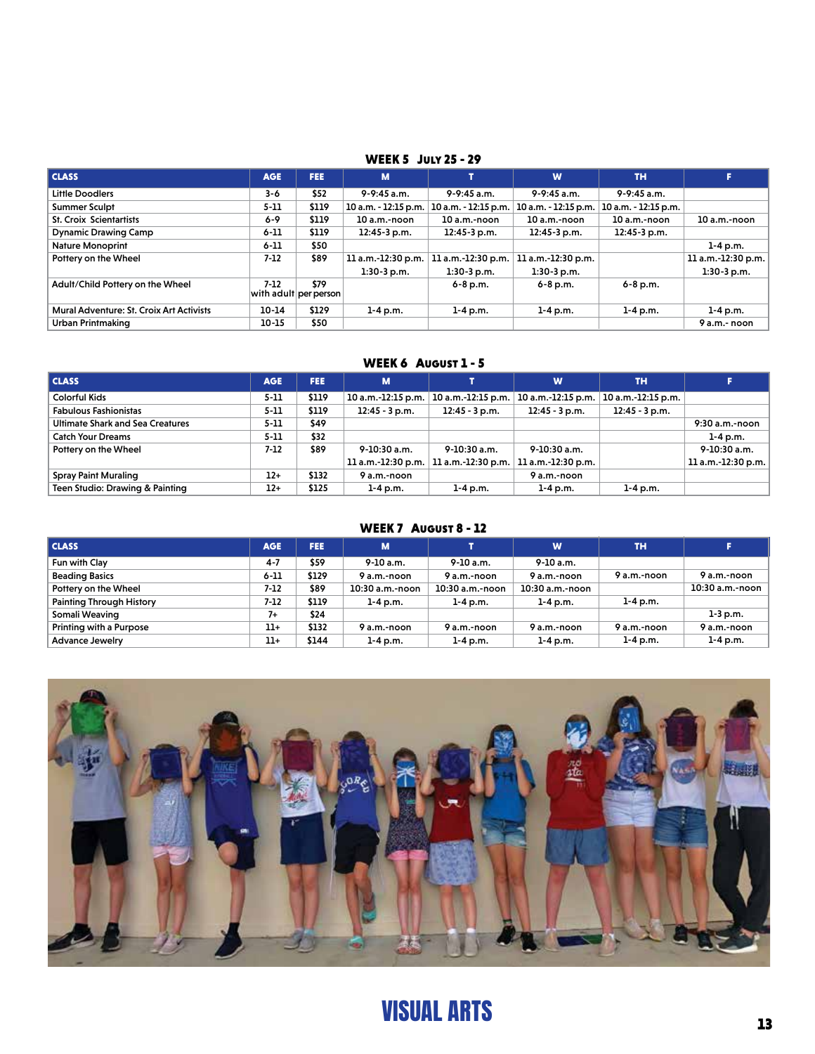## WEEK 5 July 25 - 29

| CLASS | AGE | FEE | M | T | W | TH | F |
|---|---|---|---|---|---|---|---|
| Little Doodlers | 3-6 | $52 | 9-9:45 a.m. | 9-9:45 a.m. | 9-9:45 a.m. | 9-9:45 a.m. | |
| Summer Sculpt | 5-11 | $119 | 10 a.m. - 12:15 p.m. | 10 a.m. - 12:15 p.m. | 10 a.m. - 12:15 p.m. | 10 a.m. - 12:15 p.m. | |
| St. Croix Scientartists | 6-9 | $119 | 10 a.m.-noon | 10 a.m.-noon | 10 a.m.-noon | 10 a.m.-noon | 10 a.m.-noon |
| Dynamic Drawing Camp | 6-11 | $119 | 12:45-3 p.m. | 12:45-3 p.m. | 12:45-3 p.m. | 12:45-3 p.m. | |
| Nature Monoprint | 6-11 | $50 | | | | | 1-4 p.m. |
| Pottery on the Wheel | 7-12 | $89 | 11 a.m.-12:30 p.m. 1:30-3 p.m. | 11 a.m.-12:30 p.m. 1:30-3 p.m. | 11 a.m.-12:30 p.m. 1:30-3 p.m. | | 11 a.m.-12:30 p.m. 1:30-3 p.m. |
| Adult/Child Pottery on the Wheel | 7-12 with adult | $79 per person | | 6-8 p.m. | 6-8 p.m. | 6-8 p.m. | |
| Mural Adventure: St. Croix Art Activists | 10-14 | $129 | 1-4 p.m. | 1-4 p.m. | 1-4 p.m. | 1-4 p.m. | 1-4 p.m. |
| Urban Printmaking | 10-15 | $50 | | | | | 9 a.m.- noon |

## WEEK 6 August 1 - 5

| CLASS | AGE | FEE | M | T | W | TH | F |
|---|---|---|---|---|---|---|---|
| Colorful Kids | 5-11 | $119 | 10 a.m.-12:15 p.m. | 10 a.m.-12:15 p.m. | 10 a.m.-12:15 p.m. | 10 a.m.-12:15 p.m. | |
| Fabulous Fashionistas | 5-11 | $119 | 12:45 - 3 p.m. | 12:45 - 3 p.m. | 12:45 - 3 p.m. | 12:45 - 3 p.m. | |
| Ultimate Shark and Sea Creatures | 5-11 | $49 | | | | | 9:30 a.m.-noon |
| Catch Your Dreams | 5-11 | $32 | | | | | 1-4 p.m. |
| Pottery on the Wheel | 7-12 | $89 | 9-10:30 a.m. 11 a.m.-12:30 p.m. | 9-10:30 a.m. 11 a.m.-12:30 p.m. | 9-10:30 a.m. 11 a.m.-12:30 p.m. | | 9-10:30 a.m. 11 a.m.-12:30 p.m. |
| Spray Paint Muraling | 12+ | $132 | 9 a.m.-noon | | 9 a.m.-noon | | |
| Teen Studio: Drawing & Painting | 12+ | $125 | 1-4 p.m. | 1-4 p.m. | 1-4 p.m. | 1-4 p.m. | |

## WEEK 7 August 8 - 12

| CLASS | AGE | FEE | M | T | W | TH | F |
|---|---|---|---|---|---|---|---|
| Fun with Clay | 4-7 | $59 | 9-10 a.m. | 9-10 a.m. | 9-10 a.m. | | |
| Beading Basics | 6-11 | $129 | 9 a.m.-noon | 9 a.m.-noon | 9 a.m.-noon | 9 a.m.-noon | 9 a.m.-noon |
| Pottery on the Wheel | 7-12 | $89 | 10:30 a.m.-noon | 10:30 a.m.-noon | 10:30 a.m.-noon | | 10:30 a.m.-noon |
| Painting Through History | 7-12 | $119 | 1-4 p.m. | 1-4 p.m. | 1-4 p.m. | 1-4 p.m. | |
| Somali Weaving | 7+ | $24 | | | | | 1-3 p.m. |
| Printing with a Purpose | 11+ | $132 | 9 a.m.-noon | 9 a.m.-noon | 9 a.m.-noon | 9 a.m.-noon | 9 a.m.-noon |
| Advance Jewelry | 11+ | $144 | 1-4 p.m. | 1-4 p.m. | 1-4 p.m. | 1-4 p.m. | 1-4 p.m. |

# VISUAL ARTS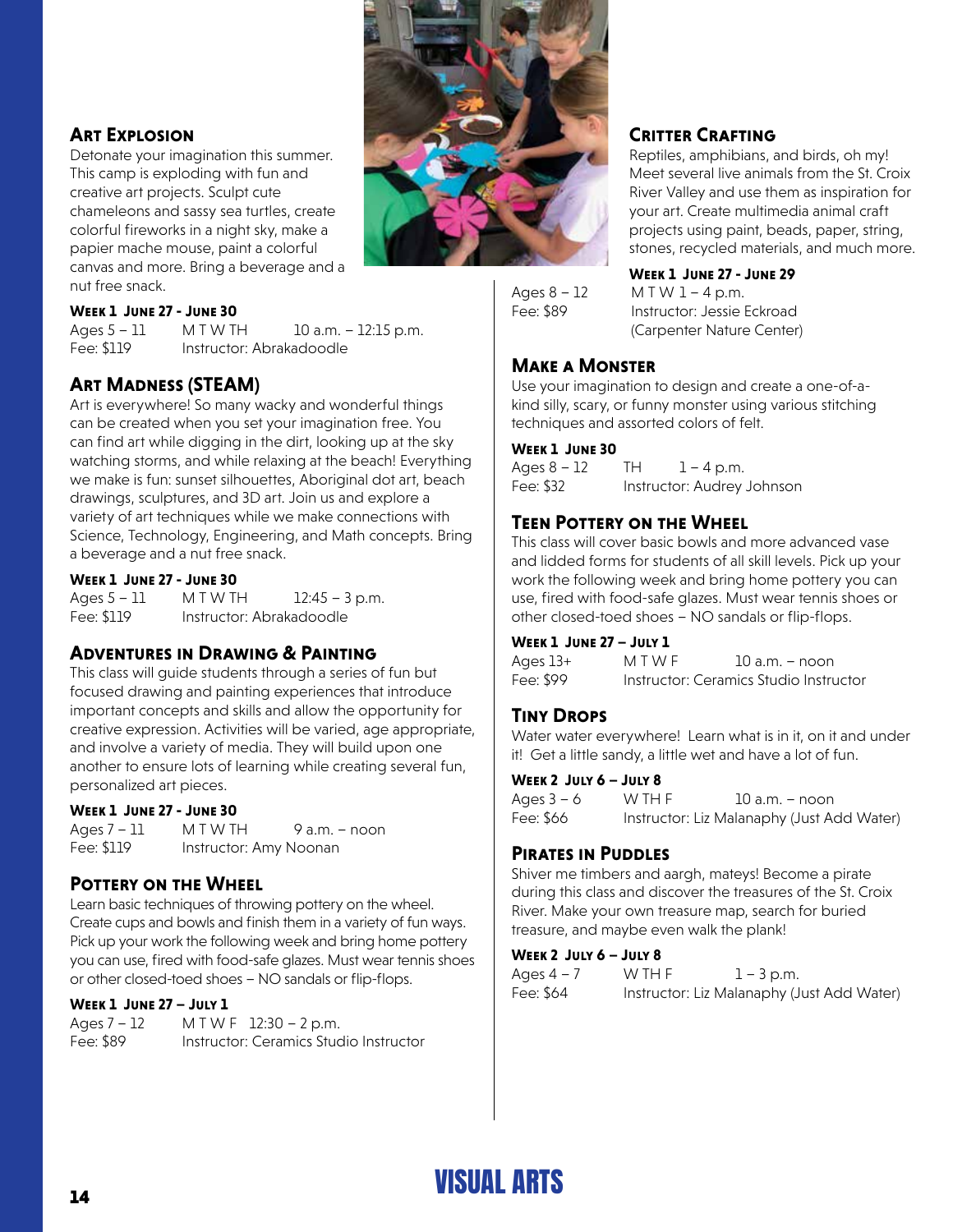## Art Explosion

Detonate your imagination this summer. This camp is exploding with fun and creative art projects. Sculpt cute chameleons and sassy sea turtles, create colorful fireworks in a night sky, make a papier mache mouse, paint a colorful canvas and more. Bring a beverage and a nut free snack.

**Week 1 June 27 - June 30**

Ages 5 – 11 M T W TH 10 a.m. – 12:15 p.m.
Fee: $119 Instructor: Abrakadoodle

## Art Madness (STEAM)

Art is everywhere! So many wacky and wonderful things can be created when you set your imagination free. You can find art while digging in the dirt, looking up at the sky watching storms, and while relaxing at the beach! Everything we make is fun: sunset silhouettes, Aboriginal dot art, beach drawings, sculptures, and 3D art. Join us and explore a variety of art techniques while we make connections with Science, Technology, Engineering, and Math concepts. Bring a beverage and a nut free snack.

**Week 1 June 27 - June 30**

Ages 5 – 11 M T W TH 12:45 – 3 p.m.
Fee: $119 Instructor: Abrakadoodle

## Adventures in Drawing & Painting

This class will guide students through a series of fun but focused drawing and painting experiences that introduce important concepts and skills and allow the opportunity for creative expression. Activities will be varied, age appropriate, and involve a variety of media. They will build upon one another to ensure lots of learning while creating several fun, personalized art pieces.

**Week 1 June 27 - June 30**

Ages 7 – 11 M T W TH 9 a.m. – noon
Fee: $119 Instructor: Amy Noonan

## Pottery on the Wheel

Learn basic techniques of throwing pottery on the wheel. Create cups and bowls and finish them in a variety of fun ways. Pick up your work the following week and bring home pottery you can use, fired with food-safe glazes. Must wear tennis shoes or other closed-toed shoes – NO sandals or flip-flops.

**Week 1 June 27 – July 1**

Ages 7 – 12 M T W F 12:30 – 2 p.m.
Fee: $89 Instructor: Ceramics Studio Instructor

## Critter Crafting

Reptiles, amphibians, and birds, oh my! Meet several live animals from the St. Croix River Valley and use them as inspiration for your art. Create multimedia animal craft projects using paint, beads, paper, string, stones, recycled materials, and much more.

**Week 1 June 27 - June 29**

Ages 8 – 12 M T W 1 – 4 p.m.
Fee: $89 Instructor: Jessie Eckroad (Carpenter Nature Center)

## Make a Monster

Use your imagination to design and create a one-of-a-kind silly, scary, or funny monster using various stitching techniques and assorted colors of felt.

**Week 1 June 30**

Ages 8 – 12 TH 1 – 4 p.m.
Fee: $32 Instructor: Audrey Johnson

## Teen Pottery on the Wheel

This class will cover basic bowls and more advanced vase and lidded forms for students of all skill levels. Pick up your work the following week and bring home pottery you can use, fired with food-safe glazes. Must wear tennis shoes or other closed-toed shoes – NO sandals or flip-flops.

**Week 1 June 27 – July 1**

Ages 13+ M T W F 10 a.m. – noon
Fee: $99 Instructor: Ceramics Studio Instructor

## Tiny Drops

Water water everywhere! Learn what is in it, on it and under it! Get a little sandy, a little wet and have a lot of fun.

**Week 2 July 6 – July 8**

Ages 3 – 6 W TH F 10 a.m. – noon
Fee: $66 Instructor: Liz Malanaphy (Just Add Water)

## Pirates in Puddles

Shiver me timbers and aargh, mateys! Become a pirate during this class and discover the treasures of the St. Croix River. Make your own treasure map, search for buried treasure, and maybe even walk the plank!

**Week 2 July 6 – July 8**

Ages 4 – 7 W TH F 1 – 3 p.m.
Fee: $64 Instructor: Liz Malanaphy (Just Add Water)

# VISUAL ARTS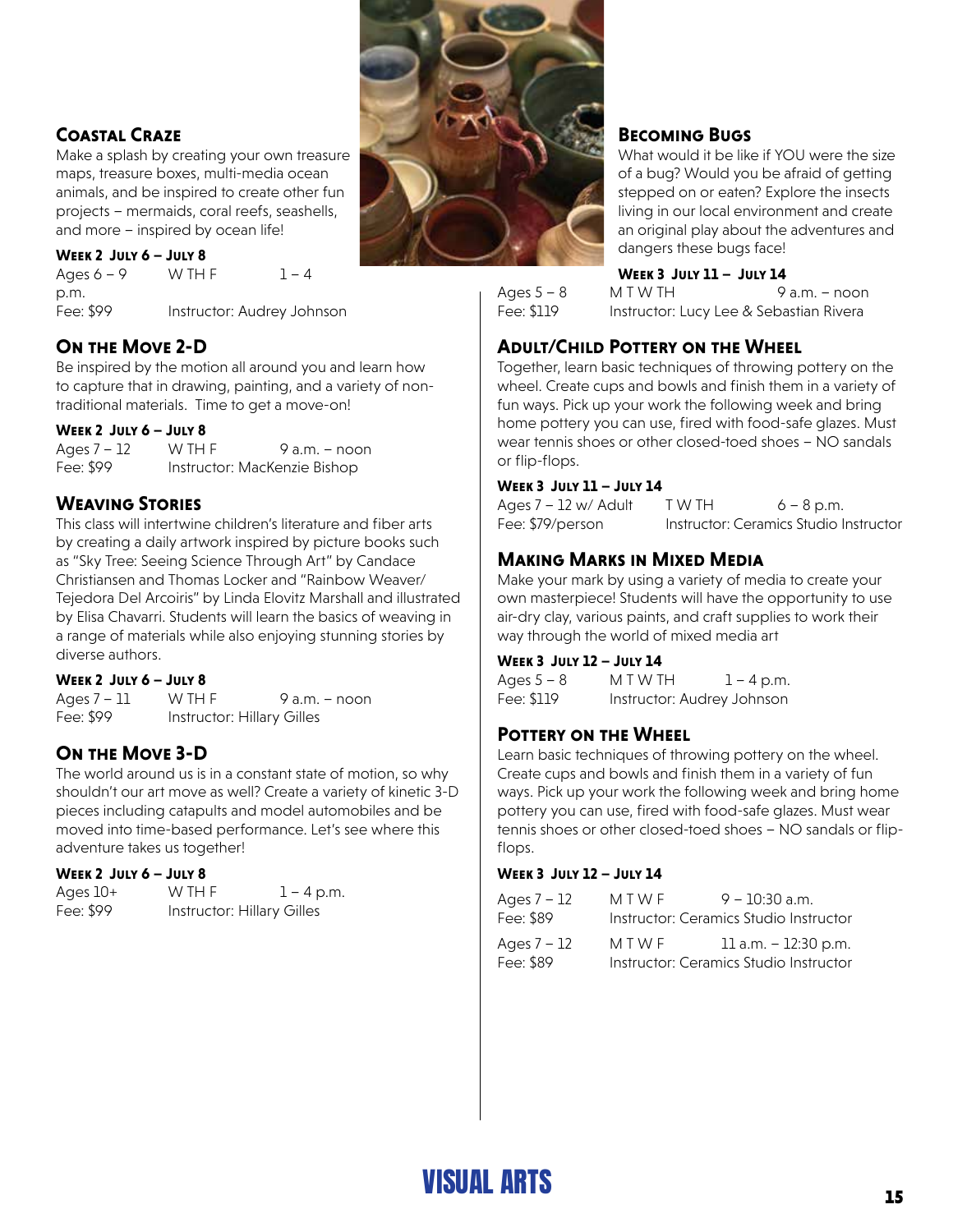## Coastal Craze

Make a splash by creating your own treasure maps, treasure boxes, multi-media ocean animals, and be inspired to create other fun projects – mermaids, coral reefs, seashells, and more – inspired by ocean life!

**Week 2 July 6 – July 8**

Ages 6 – 9 W TH F 1 – 4 p.m.
Fee: $99 Instructor: Audrey Johnson

## On the Move 2-D

Be inspired by the motion all around you and learn how to capture that in drawing, painting, and a variety of non-traditional materials. Time to get a move-on!

**Week 2 July 6 – July 8**

Ages 7 – 12 W TH F 9 a.m. – noon
Fee: $99 Instructor: MacKenzie Bishop

## Weaving Stories

This class will intertwine children's literature and fiber arts by creating a daily artwork inspired by picture books such as "Sky Tree: Seeing Science Through Art" by Candace Christiansen and Thomas Locker and "Rainbow Weaver/ Tejedora Del Arcoiris" by Linda Elovitz Marshall and illustrated by Elisa Chavarri. Students will learn the basics of weaving in a range of materials while also enjoying stunning stories by diverse authors.

**Week 2 July 6 – July 8**

Ages 7 – 11 W TH F 9 a.m. – noon
Fee: $99 Instructor: Hillary Gilles

## On the Move 3-D

The world around us is in a constant state of motion, so why shouldn't our art move as well? Create a variety of kinetic 3-D pieces including catapults and model automobiles and be moved into time-based performance. Let's see where this adventure takes us together!

**Week 2 July 6 – July 8**

Ages 10+ W TH F 1 – 4 p.m.
Fee: $99 Instructor: Hillary Gilles

## Becoming Bugs

What would it be like if YOU were the size of a bug? Would you be afraid of getting stepped on or eaten? Explore the insects living in our local environment and create an original play about the adventures and dangers these bugs face!

**Week 3 July 11 – July 14**

Ages 5 – 8 M T W TH 9 a.m. – noon
Fee: $119 Instructor: Lucy Lee & Sebastian Rivera

## Adult/Child Pottery on the Wheel

Together, learn basic techniques of throwing pottery on the wheel. Create cups and bowls and finish them in a variety of fun ways. Pick up your work the following week and bring home pottery you can use, fired with food-safe glazes. Must wear tennis shoes or other closed-toed shoes – NO sandals or flip-flops.

**Week 3 July 11 – July 14**

Ages 7 – 12 w/ Adult T W TH 6 – 8 p.m.
Fee: $79/person Instructor: Ceramics Studio Instructor

## Making Marks in Mixed Media

Make your mark by using a variety of media to create your own masterpiece! Students will have the opportunity to use air-dry clay, various paints, and craft supplies to work their way through the world of mixed media art

**Week 3 July 12 – July 14**

Ages 5 – 8 M T W TH 1 – 4 p.m.
Fee: $119 Instructor: Audrey Johnson

## Pottery on the Wheel

Learn basic techniques of throwing pottery on the wheel. Create cups and bowls and finish them in a variety of fun ways. Pick up your work the following week and bring home pottery you can use, fired with food-safe glazes. Must wear tennis shoes or other closed-toed shoes – NO sandals or flip-flops.

**Week 3 July 12 – July 14**

Ages 7 – 12 M T W F 9 – 10:30 a.m.
Fee: $89 Instructor: Ceramics Studio Instructor

Ages 7 – 12 M T W F 11 a.m. – 12:30 p.m.
Fee: $89 Instructor: Ceramics Studio Instructor

# VISUAL ARTS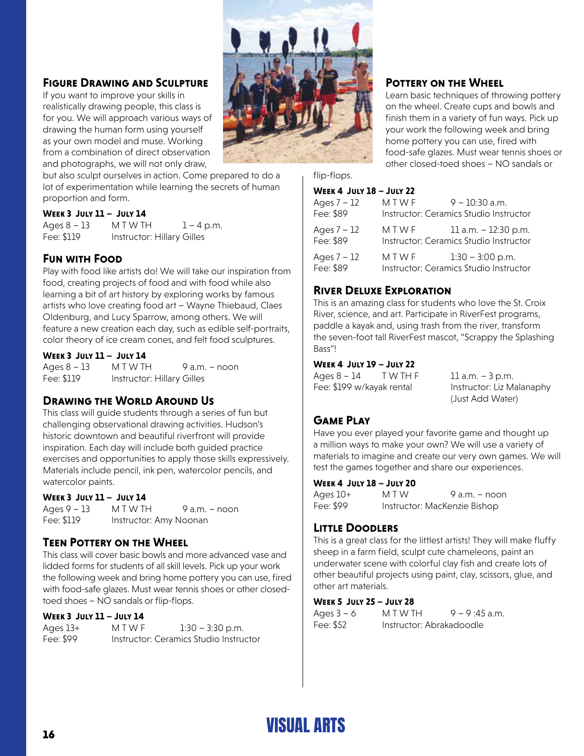## Figure Drawing and Sculpture

If you want to improve your skills in realistically drawing people, this class is for you. We will approach various ways of drawing the human form using yourself as your own model and muse. Working from a combination of direct observation and photographs, we will not only draw, but also sculpt ourselves in action. Come prepared to do a lot of experimentation while learning the secrets of human proportion and form.

**Week 3 July 11 – July 14**

Ages 8 – 13 &nbsp;&nbsp; M T W TH &nbsp;&nbsp; 1 – 4 p.m.
Fee: $119 &nbsp;&nbsp; Instructor: Hillary Gilles

## Fun with Food

Play with food like artists do! We will take our inspiration from food, creating projects of food and with food while also learning a bit of art history by exploring works by famous artists who love creating food art – Wayne Thiebaud, Claes Oldenburg, and Lucy Sparrow, among others. We will feature a new creation each day, such as edible self-portraits, color theory of ice cream cones, and felt food sculptures.

**Week 3 July 11 – July 14**

Ages 8 – 13 &nbsp;&nbsp; M T W TH &nbsp;&nbsp; 9 a.m. – noon
Fee: $119 &nbsp;&nbsp; Instructor: Hillary Gilles

## Drawing the World Around Us

This class will guide students through a series of fun but challenging observational drawing activities. Hudson's historic downtown and beautiful riverfront will provide inspiration. Each day will include both guided practice exercises and opportunities to apply those skills expressively. Materials include pencil, ink pen, watercolor pencils, and watercolor paints.

**Week 3 July 11 – July 14**

Ages 9 – 13 &nbsp;&nbsp; M T W TH &nbsp;&nbsp; 9 a.m. – noon
Fee: $119 &nbsp;&nbsp; Instructor: Amy Noonan

## Teen Pottery on the Wheel

This class will cover basic bowls and more advanced vase and lidded forms for students of all skill levels. Pick up your work the following week and bring home pottery you can use, fired with food-safe glazes. Must wear tennis shoes or other closed-toed shoes – NO sandals or flip-flops.

**Week 3 July 11 – July 14**

Ages 13+ &nbsp;&nbsp; M T W F &nbsp;&nbsp; 1:30 – 3:30 p.m.
Fee: $99 &nbsp;&nbsp; Instructor: Ceramics Studio Instructor

## Pottery on the Wheel

Learn basic techniques of throwing pottery on the wheel. Create cups and bowls and finish them in a variety of fun ways. Pick up your work the following week and bring home pottery you can use, fired with food-safe glazes. Must wear tennis shoes or other closed-toed shoes – NO sandals or flip-flops.

**Week 4 July 18 – July 22**

Ages 7 – 12 &nbsp;&nbsp; M T W F &nbsp;&nbsp; 9 – 10:30 a.m.
Fee: $89 &nbsp;&nbsp; Instructor: Ceramics Studio Instructor

Ages 7 – 12 &nbsp;&nbsp; M T W F &nbsp;&nbsp; 11 a.m. – 12:30 p.m.
Fee: $89 &nbsp;&nbsp; Instructor: Ceramics Studio Instructor

Ages 7 – 12 &nbsp;&nbsp; M T W F &nbsp;&nbsp; 1:30 – 3:00 p.m.
Fee: $89 &nbsp;&nbsp; Instructor: Ceramics Studio Instructor

## River Deluxe Exploration

This is an amazing class for students who love the St. Croix River, science, and art. Participate in RiverFest programs, paddle a kayak and, using trash from the river, transform the seven-foot tall RiverFest mascot, "Scrappy the Splashing Bass"!

**Week 4 July 19 – July 22**

Ages 8 – 14 &nbsp;&nbsp; T W TH F &nbsp;&nbsp; 11 a.m. – 3 p.m.
Fee: $199 w/kayak rental &nbsp;&nbsp; Instructor: Liz Malanaphy (Just Add Water)

## Game Play

Have you ever played your favorite game and thought up a million ways to make your own? We will use a variety of materials to imagine and create our very own games. We will test the games together and share our experiences.

**Week 4 July 18 – July 20**

Ages 10+ &nbsp;&nbsp; M T W &nbsp;&nbsp; 9 a.m. – noon
Fee: $99 &nbsp;&nbsp; Instructor: MacKenzie Bishop

## Little Doodlers

This is a great class for the littlest artists! They will make fluffy sheep in a farm field, sculpt cute chameleons, paint an underwater scene with colorful clay fish and create lots of other beautiful projects using paint, clay, scissors, glue, and other art materials.

**Week 5 July 25 – July 28**

Ages 3 – 6 &nbsp;&nbsp; M T W TH &nbsp;&nbsp; 9 – 9 :45 a.m.
Fee: $52 &nbsp;&nbsp; Instructor: Abrakadoodle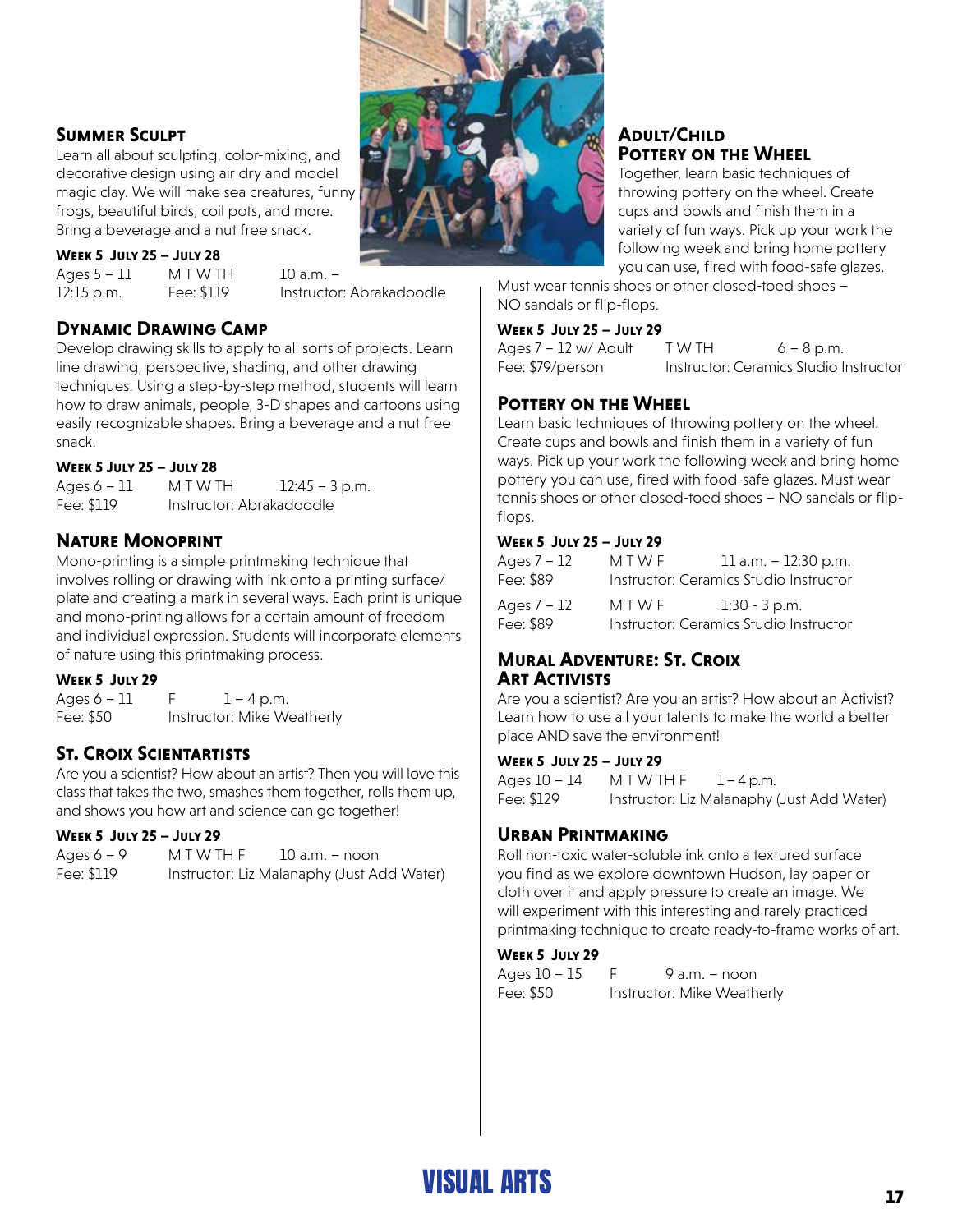## Summer Sculpt

Learn all about sculpting, color-mixing, and decorative design using air dry and model magic clay. We will make sea creatures, funny frogs, beautiful birds, coil pots, and more. Bring a beverage and a nut free snack.

**Week 5 July 25 – July 28**

Ages 5 – 11 M T W TH 10 a.m. – 12:15 p.m. Fee: $119 Instructor: Abrakadoodle

## Dynamic Drawing Camp

Develop drawing skills to apply to all sorts of projects. Learn line drawing, perspective, shading, and other drawing techniques. Using a step-by-step method, students will learn how to draw animals, people, 3-D shapes and cartoons using easily recognizable shapes. Bring a beverage and a nut free snack.

**Week 5 July 25 – July 28**

Ages 6 – 11 M T W TH 12:45 – 3 p.m.
Fee: $119 Instructor: Abrakadoodle

## Nature Monoprint

Mono-printing is a simple printmaking technique that involves rolling or drawing with ink onto a printing surface/plate and creating a mark in several ways. Each print is unique and mono-printing allows for a certain amount of freedom and individual expression. Students will incorporate elements of nature using this printmaking process.

**Week 5 July 29**

Ages 6 – 11 F 1 – 4 p.m.
Fee: $50 Instructor: Mike Weatherly

## St. Croix Scientartists

Are you a scientist? How about an artist? Then you will love this class that takes the two, smashes them together, rolls them up, and shows you how art and science can go together!

**Week 5 July 25 – July 29**

Ages 6 – 9 M T W TH F 10 a.m. – noon
Fee: $119 Instructor: Liz Malanaphy (Just Add Water)

## Adult/Child Pottery on the Wheel

Together, learn basic techniques of throwing pottery on the wheel. Create cups and bowls and finish them in a variety of fun ways. Pick up your work the following week and bring home pottery you can use, fired with food-safe glazes. Must wear tennis shoes or other closed-toed shoes – NO sandals or flip-flops.

**Week 5 July 25 – July 29**

Ages 7 – 12 w/ Adult T W TH 6 – 8 p.m.
Fee: $79/person Instructor: Ceramics Studio Instructor

## Pottery on the Wheel

Learn basic techniques of throwing pottery on the wheel. Create cups and bowls and finish them in a variety of fun ways. Pick up your work the following week and bring home pottery you can use, fired with food-safe glazes. Must wear tennis shoes or other closed-toed shoes – NO sandals or flip-flops.

**Week 5 July 25 – July 29**

Ages 7 – 12 M T W F 11 a.m. – 12:30 p.m.
Fee: $89 Instructor: Ceramics Studio Instructor

Ages 7 – 12 M T W F 1:30 - 3 p.m.
Fee: $89 Instructor: Ceramics Studio Instructor

## Mural Adventure: St. Croix Art Activists

Are you a scientist? Are you an artist? How about an Activist? Learn how to use all your talents to make the world a better place AND save the environment!

**Week 5 July 25 – July 29**

Ages 10 – 14 M T W TH F 1 – 4 p.m.
Fee: $129 Instructor: Liz Malanaphy (Just Add Water)

## Urban Printmaking

Roll non-toxic water-soluble ink onto a textured surface you find as we explore downtown Hudson, lay paper or cloth over it and apply pressure to create an image. We will experiment with this interesting and rarely practiced printmaking technique to create ready-to-frame works of art.

**Week 5 July 29**

Ages 10 – 15 F 9 a.m. – noon
Fee: $50 Instructor: Mike Weatherly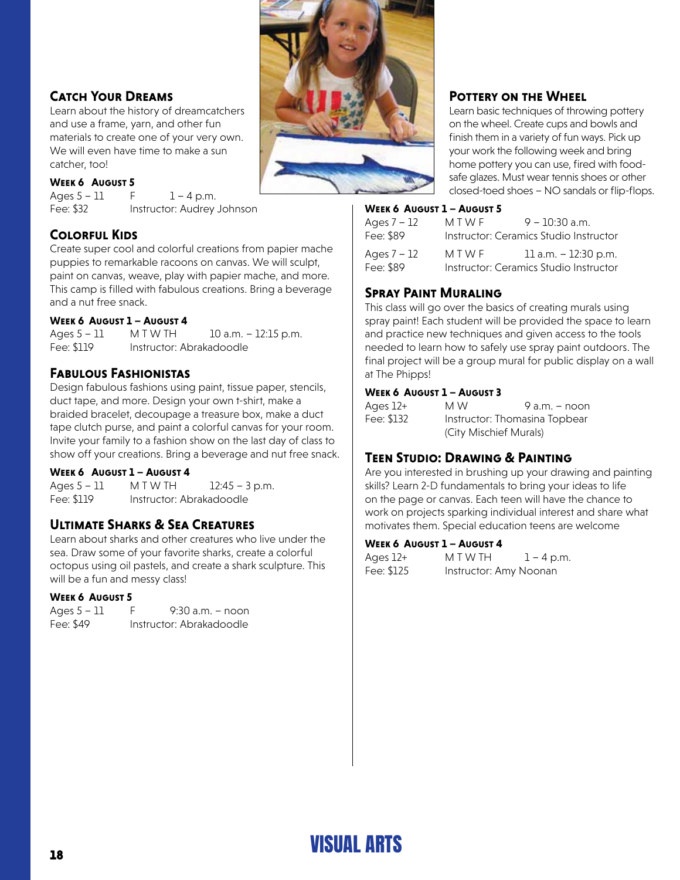## Catch Your Dreams

Learn about the history of dreamcatchers and use a frame, yarn, and other fun materials to create one of your very own. We will even have time to make a sun catcher, too!

**Week 6 August 5**

Ages 5 – 11 F 1 – 4 p.m.
Fee: $32 Instructor: Audrey Johnson

## Colorful Kids

Create super cool and colorful creations from papier mache puppies to remarkable racoons on canvas. We will sculpt, paint on canvas, weave, play with papier mache, and more. This camp is filled with fabulous creations. Bring a beverage and a nut free snack.

**Week 6 August 1 – August 4**

Ages 5 – 11 M T W TH 10 a.m. – 12:15 p.m.
Fee: $119 Instructor: Abrakadoodle

## Fabulous Fashionistas

Design fabulous fashions using paint, tissue paper, stencils, duct tape, and more. Design your own t-shirt, make a braided bracelet, decoupage a treasure box, make a duct tape clutch purse, and paint a colorful canvas for your room. Invite your family to a fashion show on the last day of class to show off your creations. Bring a beverage and nut free snack.

**Week 6 August 1 – August 4**

Ages 5 – 11 M T W TH 12:45 – 3 p.m.
Fee: $119 Instructor: Abrakadoodle

## Ultimate Sharks & Sea Creatures

Learn about sharks and other creatures who live under the sea. Draw some of your favorite sharks, create a colorful octopus using oil pastels, and create a shark sculpture. This will be a fun and messy class!

**Week 6 August 5**

Ages 5 – 11 F 9:30 a.m. – noon
Fee: $49 Instructor: Abrakadoodle

## Pottery on the Wheel

Learn basic techniques of throwing pottery on the wheel. Create cups and bowls and finish them in a variety of fun ways. Pick up your work the following week and bring home pottery you can use, fired with food-safe glazes. Must wear tennis shoes or other closed-toed shoes – NO sandals or flip-flops.

**Week 6 August 1 – August 5**

Ages 7 – 12 M T W F 9 – 10:30 a.m.
Fee: $89 Instructor: Ceramics Studio Instructor

Ages 7 – 12 M T W F 11 a.m. – 12:30 p.m.
Fee: $89 Instructor: Ceramics Studio Instructor

## Spray Paint Muraling

This class will go over the basics of creating murals using spray paint! Each student will be provided the space to learn and practice new techniques and given access to the tools needed to learn how to safely use spray paint outdoors. The final project will be a group mural for public display on a wall at The Phipps!

**Week 6 August 1 – August 3**

Ages 12+ M W 9 a.m. – noon
Fee: $132 Instructor: Thomasina Topbear (City Mischief Murals)

## Teen Studio: Drawing & Painting

Are you interested in brushing up your drawing and painting skills? Learn 2-D fundamentals to bring your ideas to life on the page or canvas. Each teen will have the chance to work on projects sparking individual interest and share what motivates them. Special education teens are welcome

**Week 6 August 1 – August 4**

Ages 12+ M T W TH 1 – 4 p.m.
Fee: $125 Instructor: Amy Noonan

# VISUAL ARTS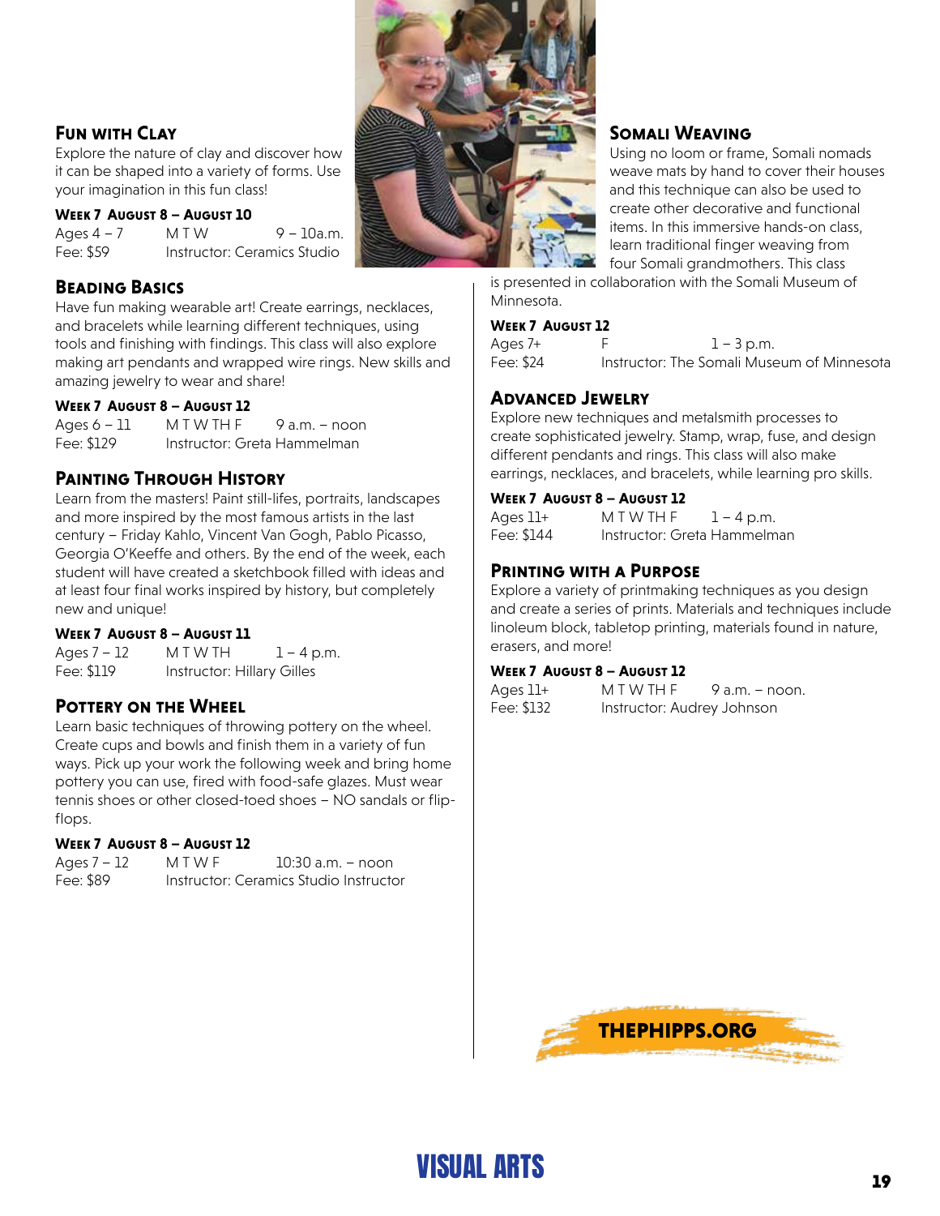## Fun with Clay

Explore the nature of clay and discover how it can be shaped into a variety of forms. Use your imagination in this fun class!

**Week 7 August 8 – August 10**

Ages 4 – 7 | M T W | 9 – 10a.m.

Fee: $59 | Instructor: Ceramics Studio

## Beading Basics

Have fun making wearable art! Create earrings, necklaces, and bracelets while learning different techniques, using tools and finishing with findings. This class will also explore making art pendants and wrapped wire rings. New skills and amazing jewelry to wear and share!

**Week 7 August 8 – August 12**

Ages 6 – 11 | M T W TH F | 9 a.m. – noon

Fee: $129 | Instructor: Greta Hammelman

## Painting Through History

Learn from the masters! Paint still-lifes, portraits, landscapes and more inspired by the most famous artists in the last century – Friday Kahlo, Vincent Van Gogh, Pablo Picasso, Georgia O'Keeffe and others. By the end of the week, each student will have created a sketchbook filled with ideas and at least four final works inspired by history, but completely new and unique!

**Week 7 August 8 – August 11**

Ages 7 – 12 | M T W TH | 1 – 4 p.m.

Fee: $119 | Instructor: Hillary Gilles

## Pottery on the Wheel

Learn basic techniques of throwing pottery on the wheel. Create cups and bowls and finish them in a variety of fun ways. Pick up your work the following week and bring home pottery you can use, fired with food-safe glazes. Must wear tennis shoes or other closed-toed shoes – NO sandals or flip-flops.

**Week 7 August 8 – August 12**

Ages 7 – 12 | M T W F | 10:30 a.m. – noon

Fee: $89 | Instructor: Ceramics Studio Instructor

## Somali Weaving

Using no loom or frame, Somali nomads weave mats by hand to cover their houses and this technique can also be used to create other decorative and functional items. In this immersive hands-on class, learn traditional finger weaving from four Somali grandmothers. This class is presented in collaboration with the Somali Museum of Minnesota.

**Week 7 August 12**

Ages 7+ | F | 1 – 3 p.m.

Fee: $24 | Instructor: The Somali Museum of Minnesota

## Advanced Jewelry

Explore new techniques and metalsmith processes to create sophisticated jewelry. Stamp, wrap, fuse, and design different pendants and rings. This class will also make earrings, necklaces, and bracelets, while learning pro skills.

**Week 7 August 8 – August 12**

Ages 11+ | M T W TH F | 1 – 4 p.m.

Fee: $144 | Instructor: Greta Hammelman

## Printing with a Purpose

Explore a variety of printmaking techniques as you design and create a series of prints. Materials and techniques include linoleum block, tabletop printing, materials found in nature, erasers, and more!

**Week 7 August 8 – August 12**

Ages 11+ | M T W TH F | 9 a.m. – noon.

Fee: $132 | Instructor: Audrey Johnson

THEPHIPPS.ORG

VISUAL ARTS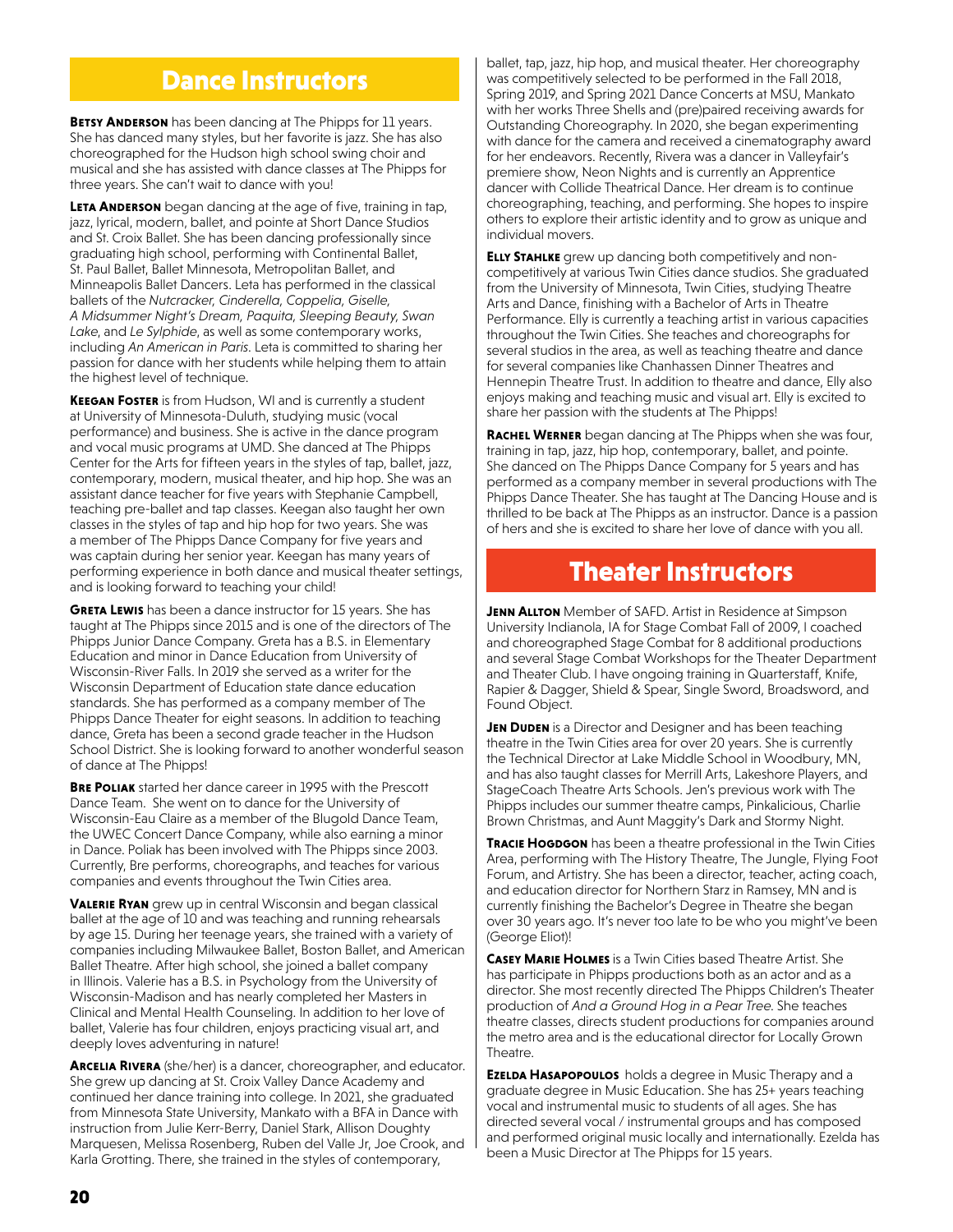## Dance Instructors

**Betsy Anderson** has been dancing at The Phipps for 11 years. She has danced many styles, but her favorite is jazz. She has also choreographed for the Hudson high school swing choir and musical and she has assisted with dance classes at The Phipps for three years. She can't wait to dance with you!

**Leta Anderson** began dancing at the age of five, training in tap, jazz, lyrical, modern, ballet, and pointe at Short Dance Studios and St. Croix Ballet. She has been dancing professionally since graduating high school, performing with Continental Ballet, St. Paul Ballet, Ballet Minnesota, Metropolitan Ballet, and Minneapolis Ballet Dancers. Leta has performed in the classical ballets of the *Nutcracker, Cinderella, Coppelia, Giselle, A Midsummer Night's Dream, Paquita, Sleeping Beauty, Swan Lake*, and *Le Sylphide*, as well as some contemporary works, including *An American in Paris*. Leta is committed to sharing her passion for dance with her students while helping them to attain the highest level of technique.

**Keegan Foster** is from Hudson, WI and is currently a student at University of Minnesota-Duluth, studying music (vocal performance) and business. She is active in the dance program and vocal music programs at UMD. She danced at The Phipps Center for the Arts for fifteen years in the styles of tap, ballet, jazz, contemporary, modern, musical theater, and hip hop. She was an assistant dance teacher for five years with Stephanie Campbell, teaching pre-ballet and tap classes. Keegan also taught her own classes in the styles of tap and hip hop for two years. She was a member of The Phipps Dance Company for five years and was captain during her senior year. Keegan has many years of performing experience in both dance and musical theater settings, and is looking forward to teaching your child!

**Greta Lewis** has been a dance instructor for 15 years. She has taught at The Phipps since 2015 and is one of the directors of The Phipps Junior Dance Company. Greta has a B.S. in Elementary Education and minor in Dance Education from University of Wisconsin-River Falls. In 2019 she served as a writer for the Wisconsin Department of Education state dance education standards. She has performed as a company member of The Phipps Dance Theater for eight seasons. In addition to teaching dance, Greta has been a second grade teacher in the Hudson School District. She is looking forward to another wonderful season of dance at The Phipps!

**Bre Poliak** started her dance career in 1995 with the Prescott Dance Team. She went on to dance for the University of Wisconsin-Eau Claire as a member of the Blugold Dance Team, the UWEC Concert Dance Company, while also earning a minor in Dance. Poliak has been involved with The Phipps since 2003. Currently, Bre performs, choreographs, and teaches for various companies and events throughout the Twin Cities area.

**Valerie Ryan** grew up in central Wisconsin and began classical ballet at the age of 10 and was teaching and running rehearsals by age 15. During her teenage years, she trained with a variety of companies including Milwaukee Ballet, Boston Ballet, and American Ballet Theatre. After high school, she joined a ballet company in Illinois. Valerie has a B.S. in Psychology from the University of Wisconsin-Madison and has nearly completed her Masters in Clinical and Mental Health Counseling. In addition to her love of ballet, Valerie has four children, enjoys practicing visual art, and deeply loves adventuring in nature!

**Arcelia Rivera** (she/her) is a dancer, choreographer, and educator. She grew up dancing at St. Croix Valley Dance Academy and continued her dance training into college. In 2021, she graduated from Minnesota State University, Mankato with a BFA in Dance with instruction from Julie Kerr-Berry, Daniel Stark, Allison Doughty Marquesen, Melissa Rosenberg, Ruben del Valle Jr, Joe Crook, and Karla Grotting. There, she trained in the styles of contemporary, ballet, tap, jazz, hip hop, and musical theater. Her choreography was competitively selected to be performed in the Fall 2018, Spring 2019, and Spring 2021 Dance Concerts at MSU, Mankato with her works Three Shells and (pre)paired receiving awards for Outstanding Choreography. In 2020, she began experimenting with dance for the camera and received a cinematography award for her endeavors. Recently, Rivera was a dancer in Valleyfair's premiere show, Neon Nights and is currently an Apprentice dancer with Collide Theatrical Dance. Her dream is to continue choreographing, teaching, and performing. She hopes to inspire others to explore their artistic identity and to grow as unique and individual movers.

**Elly Stahlke** grew up dancing both competitively and non-competitively at various Twin Cities dance studios. She graduated from the University of Minnesota, Twin Cities, studying Theatre Arts and Dance, finishing with a Bachelor of Arts in Theatre Performance. Elly is currently a teaching artist in various capacities throughout the Twin Cities. She teaches and choreographs for several studios in the area, as well as teaching theatre and dance for several companies like Chanhassen Dinner Theatres and Hennepin Theatre Trust. In addition to theatre and dance, Elly also enjoys making and teaching music and visual art. Elly is excited to share her passion with the students at The Phipps!

**Rachel Werner** began dancing at The Phipps when she was four, training in tap, jazz, hip hop, contemporary, ballet, and pointe. She danced on The Phipps Dance Company for 5 years and has performed as a company member in several productions with The Phipps Dance Theater. She has taught at The Dancing House and is thrilled to be back at The Phipps as an instructor. Dance is a passion of hers and she is excited to share her love of dance with you all.

## Theater Instructors

**Jenn Allton** Member of SAFD. Artist in Residence at Simpson University Indianola, IA for Stage Combat Fall of 2009, I coached and choreographed Stage Combat for 8 additional productions and several Stage Combat Workshops for the Theater Department and Theater Club. I have ongoing training in Quarterstaff, Knife, Rapier & Dagger, Shield & Spear, Single Sword, Broadsword, and Found Object.

**Jen Duden** is a Director and Designer and has been teaching theatre in the Twin Cities area for over 20 years. She is currently the Technical Director at Lake Middle School in Woodbury, MN, and has also taught classes for Merrill Arts, Lakeshore Players, and StageCoach Theatre Arts Schools. Jen's previous work with The Phipps includes our summer theatre camps, Pinkalicious, Charlie Brown Christmas, and Aunt Maggity's Dark and Stormy Night.

**Tracie Hogdgon** has been a theatre professional in the Twin Cities Area, performing with The History Theatre, The Jungle, Flying Foot Forum, and Artistry. She has been a director, teacher, acting coach, and education director for Northern Starz in Ramsey, MN and is currently finishing the Bachelor's Degree in Theatre she began over 30 years ago. It's never too late to be who you might've been (George Eliot)!

**Casey Marie Holmes** is a Twin Cities based Theatre Artist. She has participate in Phipps productions both as an actor and as a director. She most recently directed The Phipps Children's Theater production of *And a Ground Hog in a Pear Tree.* She teaches theatre classes, directs student productions for companies around the metro area and is the educational director for Locally Grown Theatre.

**Ezelda Hasapopoulos** holds a degree in Music Therapy and a graduate degree in Music Education. She has 25+ years teaching vocal and instrumental music to students of all ages. She has directed several vocal / instrumental groups and has composed and performed original music locally and internationally. Ezelda has been a Music Director at The Phipps for 15 years.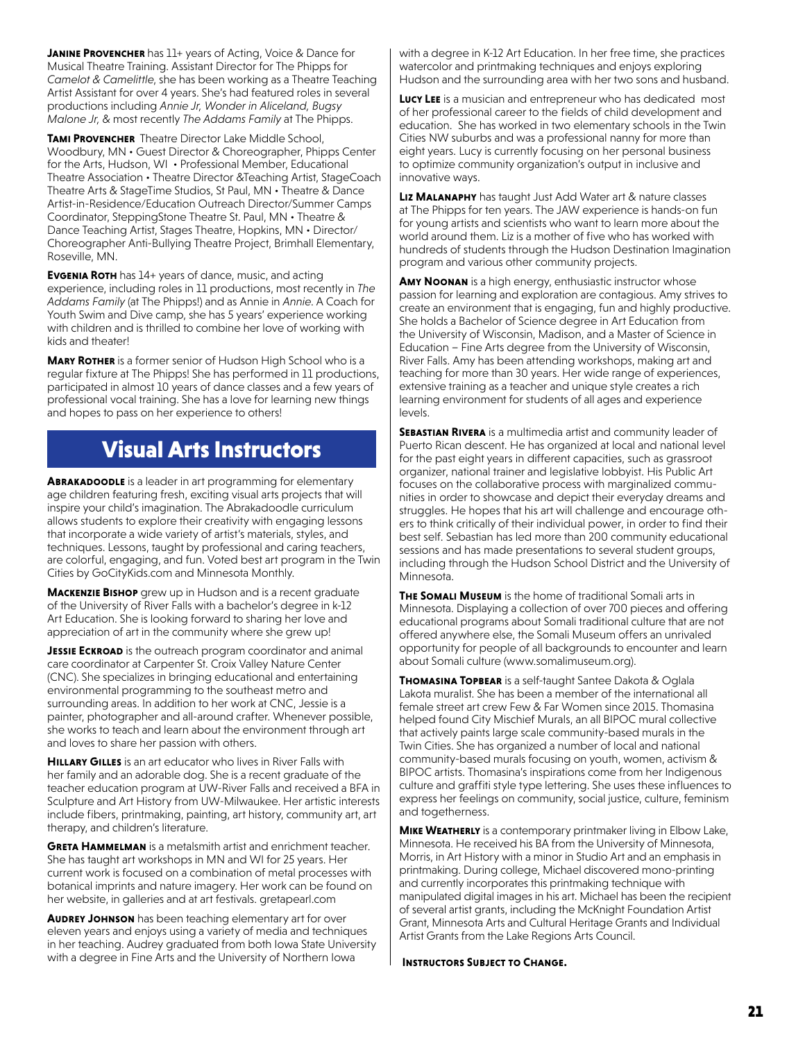**Janine Provencher** has 11+ years of Acting, Voice & Dance for Musical Theatre Training. Assistant Director for The Phipps for *Camelot & Camelittle*, she has been working as a Theatre Teaching Artist Assistant for over 4 years. She's had featured roles in several productions including *Annie Jr, Wonder in Aliceland, Bugsy Malone Jr,* & most recently *The Addams Family* at The Phipps.

**Tami Provencher** Theatre Director Lake Middle School, Woodbury, MN • Guest Director & Choreographer, Phipps Center for the Arts, Hudson, WI • Professional Member, Educational Theatre Association • Theatre Director &Teaching Artist, StageCoach Theatre Arts & StageTime Studios, St Paul, MN • Theatre & Dance Artist-in-Residence/Education Outreach Director/Summer Camps Coordinator, SteppingStone Theatre St. Paul, MN • Theatre & Dance Teaching Artist, Stages Theatre, Hopkins, MN • Director/ Choreographer Anti-Bullying Theatre Project, Brimhall Elementary, Roseville, MN.

**Evgenia Roth** has 14+ years of dance, music, and acting experience, including roles in 11 productions, most recently in *The Addams Family* (at The Phipps!) and as Annie in *Annie*. A Coach for Youth Swim and Dive camp, she has 5 years' experience working with children and is thrilled to combine her love of working with kids and theater!

**Mary Rother** is a former senior of Hudson High School who is a regular fixture at The Phipps! She has performed in 11 productions, participated in almost 10 years of dance classes and a few years of professional vocal training. She has a love for learning new things and hopes to pass on her experience to others!

## Visual Arts Instructors

**Abrakadoodle** is a leader in art programming for elementary age children featuring fresh, exciting visual arts projects that will inspire your child's imagination. The Abrakadoodle curriculum allows students to explore their creativity with engaging lessons that incorporate a wide variety of artist's materials, styles, and techniques. Lessons, taught by professional and caring teachers, are colorful, engaging, and fun. Voted best art program in the Twin Cities by GoCityKids.com and Minnesota Monthly.

**Mackenzie Bishop** grew up in Hudson and is a recent graduate of the University of River Falls with a bachelor's degree in k-12 Art Education. She is looking forward to sharing her love and appreciation of art in the community where she grew up!

**Jessie Eckroad** is the outreach program coordinator and animal care coordinator at Carpenter St. Croix Valley Nature Center (CNC). She specializes in bringing educational and entertaining environmental programming to the southeast metro and surrounding areas. In addition to her work at CNC, Jessie is a painter, photographer and all-around crafter. Whenever possible, she works to teach and learn about the environment through art and loves to share her passion with others.

**Hillary Gilles** is an art educator who lives in River Falls with her family and an adorable dog. She is a recent graduate of the teacher education program at UW-River Falls and received a BFA in Sculpture and Art History from UW-Milwaukee. Her artistic interests include fibers, printmaking, painting, art history, community art, art therapy, and children's literature.

**Greta Hammelman** is a metalsmith artist and enrichment teacher. She has taught art workshops in MN and WI for 25 years. Her current work is focused on a combination of metal processes with botanical imprints and nature imagery. Her work can be found on her website, in galleries and at art festivals. gretapearl.com

**Audrey Johnson** has been teaching elementary art for over eleven years and enjoys using a variety of media and techniques in her teaching. Audrey graduated from both Iowa State University with a degree in Fine Arts and the University of Northern Iowa with a degree in K-12 Art Education. In her free time, she practices watercolor and printmaking techniques and enjoys exploring Hudson and the surrounding area with her two sons and husband.

**Lucy Lee** is a musician and entrepreneur who has dedicated most of her professional career to the fields of child development and education. She has worked in two elementary schools in the Twin Cities NW suburbs and was a professional nanny for more than eight years. Lucy is currently focusing on her personal business to optimize community organization's output in inclusive and innovative ways.

**Liz Malanaphy** has taught Just Add Water art & nature classes at The Phipps for ten years. The JAW experience is hands-on fun for young artists and scientists who want to learn more about the world around them. Liz is a mother of five who has worked with hundreds of students through the Hudson Destination Imagination program and various other community projects.

**Amy Noonan** is a high energy, enthusiastic instructor whose passion for learning and exploration are contagious. Amy strives to create an environment that is engaging, fun and highly productive. She holds a Bachelor of Science degree in Art Education from the University of Wisconsin, Madison, and a Master of Science in Education – Fine Arts degree from the University of Wisconsin, River Falls. Amy has been attending workshops, making art and teaching for more than 30 years. Her wide range of experiences, extensive training as a teacher and unique style creates a rich learning environment for students of all ages and experience levels.

**Sebastian Rivera** is a multimedia artist and community leader of Puerto Rican descent. He has organized at local and national level for the past eight years in different capacities, such as grassroot organizer, national trainer and legislative lobbyist. His Public Art focuses on the collaborative process with marginalized communities in order to showcase and depict their everyday dreams and struggles. He hopes that his art will challenge and encourage others to think critically of their individual power, in order to find their best self. Sebastian has led more than 200 community educational sessions and has made presentations to several student groups, including through the Hudson School District and the University of Minnesota.

**The Somali Museum** is the home of traditional Somali arts in Minnesota. Displaying a collection of over 700 pieces and offering educational programs about Somali traditional culture that are not offered anywhere else, the Somali Museum offers an unrivaled opportunity for people of all backgrounds to encounter and learn about Somali culture (www.somalimuseum.org).

**Thomasina Topbear** is a self-taught Santee Dakota & Oglala Lakota muralist. She has been a member of the international all female street art crew Few & Far Women since 2015. Thomasina helped found City Mischief Murals, an all BIPOC mural collective that actively paints large scale community-based murals in the Twin Cities. She has organized a number of local and national community-based murals focusing on youth, women, activism & BIPOC artists. Thomasina's inspirations come from her Indigenous culture and graffiti style type lettering. She uses these influences to express her feelings on community, social justice, culture, feminism and togetherness.

**Mike Weatherly** is a contemporary printmaker living in Elbow Lake, Minnesota. He received his BA from the University of Minnesota, Morris, in Art History with a minor in Studio Art and an emphasis in printmaking. During college, Michael discovered mono-printing and currently incorporates this printmaking technique with manipulated digital images in his art. Michael has been the recipient of several artist grants, including the McKnight Foundation Artist Grant, Minnesota Arts and Cultural Heritage Grants and Individual Artist Grants from the Lake Regions Arts Council.

**Instructors Subject to Change.**